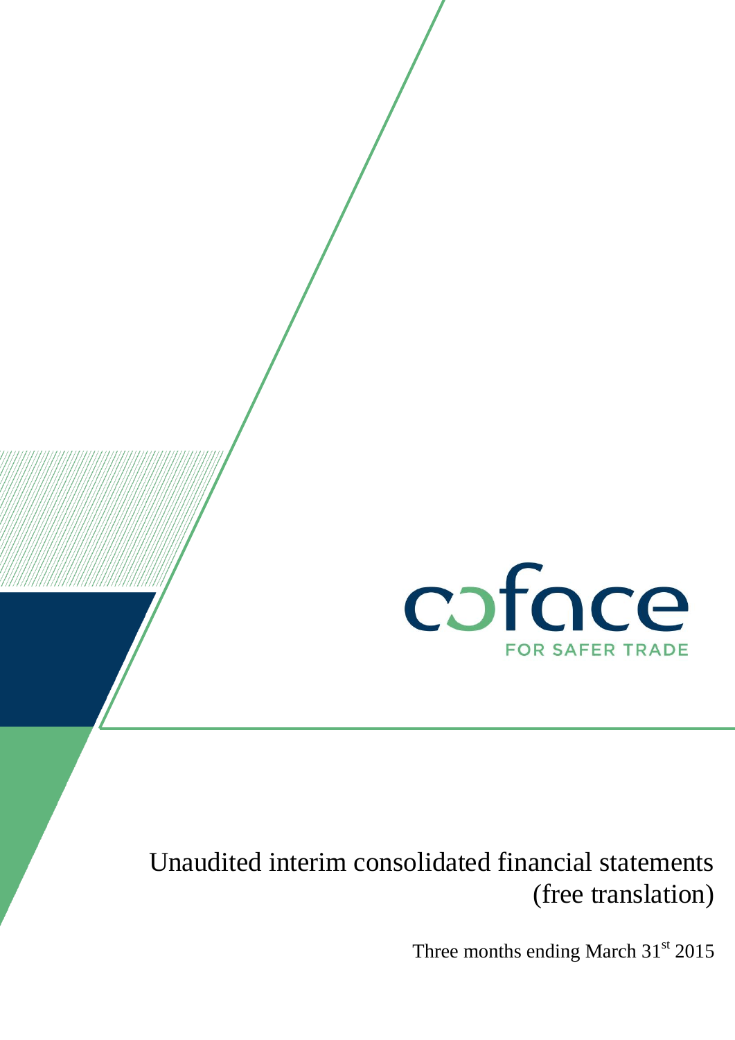coface

FOR SAFER TRADE

# Unaudited interim consolidated financial statements (free translation)

Three months ending March 31st 2015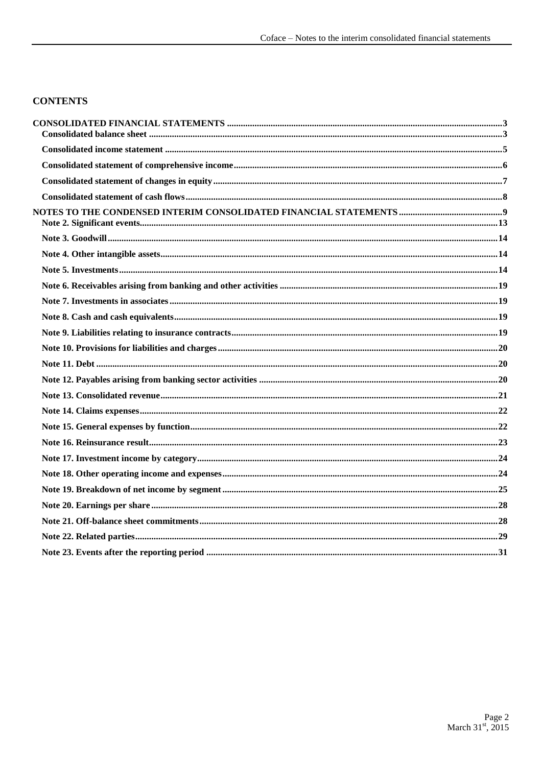# CONTENTS

CONSOLIDATED FINANCIAL STATEMENTS ..... 3
- Consolidated balance sheet ..... 3
- Consolidated income statement ..... 5
- Consolidated statement of comprehensive income ..... 6
- Consolidated statement of changes in equity ..... 7
- Consolidated statement of cash flows ..... 8

NOTES TO THE CONDENSED INTERIM CONSOLIDATED FINANCIAL STATEMENTS ..... 9
- Note 2. Significant events ..... 13
- Note 3. Goodwill ..... 14
- Note 4. Other intangible assets ..... 14
- Note 5. Investments ..... 14
- Note 6. Receivables arising from banking and other activities ..... 19
- Note 7. Investments in associates ..... 19
- Note 8. Cash and cash equivalents ..... 19
- Note 9. Liabilities relating to insurance contracts ..... 19
- Note 10. Provisions for liabilities and charges ..... 20
- Note 11. Debt ..... 20
- Note 12. Payables arising from banking sector activities ..... 20
- Note 13. Consolidated revenue ..... 21
- Note 14. Claims expenses ..... 22
- Note 15. General expenses by function ..... 22
- Note 16. Reinsurance result ..... 23
- Note 17. Investment income by category ..... 24
- Note 18. Other operating income and expenses ..... 24
- Note 19. Breakdown of net income by segment ..... 25
- Note 20. Earnings per share ..... 28
- Note 21. Off-balance sheet commitments ..... 28
- Note 22. Related parties ..... 29
- Note 23. Events after the reporting period ..... 31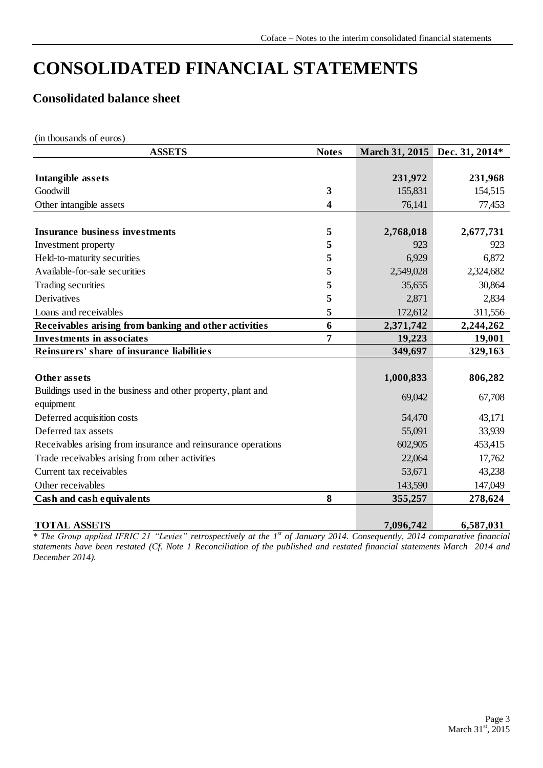# CONSOLIDATED FINANCIAL STATEMENTS

## Consolidated balance sheet

(in thousands of euros)

| ASSETS | Notes | March 31, 2015 | Dec. 31, 2014* |
|---|---|---|---|
| **Intangible assets** | | **231,972** | **231,968** |
| Goodwill | 3 | 155,831 | 154,515 |
| Other intangible assets | 4 | 76,141 | 77,453 |
| **Insurance business investments** | 5 | **2,768,018** | **2,677,731** |
| Investment property | 5 | 923 | 923 |
| Held-to-maturity securities | 5 | 6,929 | 6,872 |
| Available-for-sale securities | 5 | 2,549,028 | 2,324,682 |
| Trading securities | 5 | 35,655 | 30,864 |
| Derivatives | 5 | 2,871 | 2,834 |
| Loans and receivables | 5 | 172,612 | 311,556 |
| **Receivables arising from banking and other activities** | 6 | **2,371,742** | **2,244,262** |
| **Investments in associates** | 7 | **19,223** | **19,001** |
| **Reinsurers' share of insurance liabilities** | | **349,697** | **329,163** |
| **Other assets** | | **1,000,833** | **806,282** |
| Buildings used in the business and other property, plant and equipment | | 69,042 | 67,708 |
| Deferred acquisition costs | | 54,470 | 43,171 |
| Deferred tax assets | | 55,091 | 33,939 |
| Receivables arising from insurance and reinsurance operations | | 602,905 | 453,415 |
| Trade receivables arising from other activities | | 22,064 | 17,762 |
| Current tax receivables | | 53,671 | 43,238 |
| Other receivables | | 143,590 | 147,049 |
| **Cash and cash equivalents** | 8 | **355,257** | **278,624** |
| **TOTAL ASSETS** | | **7,096,742** | **6,587,031** |

*\* The Group applied IFRIC 21 "Levies" retrospectively at the 1st of January 2014. Consequently, 2014 comparative financial statements have been restated (Cf. Note 1 Reconciliation of the published and restated financial statements March 2014 and December 2014).*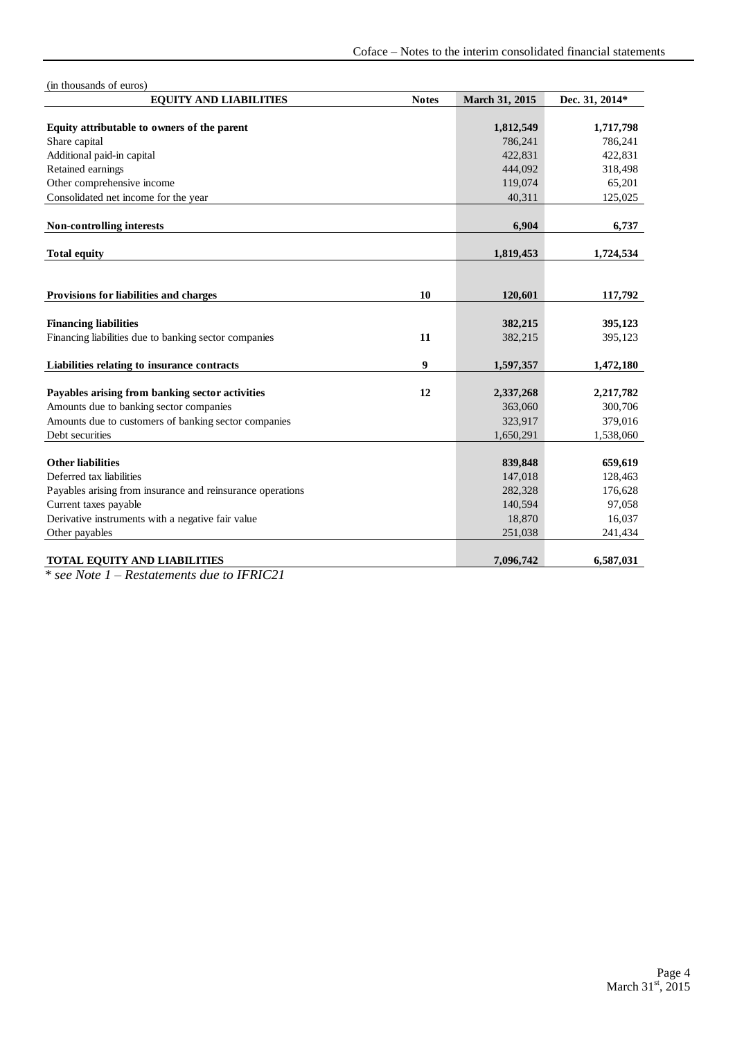(in thousands of euros)

| EQUITY AND LIABILITIES | Notes | March 31, 2015 | Dec. 31, 2014* |
|---|---|---|---|
| **Equity attributable to owners of the parent** | | **1,812,549** | **1,717,798** |
| Share capital | | 786,241 | 786,241 |
| Additional paid-in capital | | 422,831 | 422,831 |
| Retained earnings | | 444,092 | 318,498 |
| Other comprehensive income | | 119,074 | 65,201 |
| Consolidated net income for the year | | 40,311 | 125,025 |
| **Non-controlling interests** | | **6,904** | **6,737** |
| **Total equity** | | **1,819,453** | **1,724,534** |
| **Provisions for liabilities and charges** | **10** | **120,601** | **117,792** |
| **Financing liabilities** | | **382,215** | **395,123** |
| Financing liabilities due to banking sector companies | **11** | 382,215 | 395,123 |
| **Liabilities relating to insurance contracts** | **9** | **1,597,357** | **1,472,180** |
| **Payables arising from banking sector activities** | **12** | **2,337,268** | **2,217,782** |
| Amounts due to banking sector companies | | 363,060 | 300,706 |
| Amounts due to customers of banking sector companies | | 323,917 | 379,016 |
| Debt securities | | 1,650,291 | 1,538,060 |
| **Other liabilities** | | **839,848** | **659,619** |
| Deferred tax liabilities | | 147,018 | 128,463 |
| Payables arising from insurance and reinsurance operations | | 282,328 | 176,628 |
| Current taxes payable | | 140,594 | 97,058 |
| Derivative instruments with a negative fair value | | 18,870 | 16,037 |
| Other payables | | 251,038 | 241,434 |
| **TOTAL EQUITY AND LIABILITIES** | | **7,096,742** | **6,587,031** |

*\* see Note 1 – Restatements due to IFRIC21*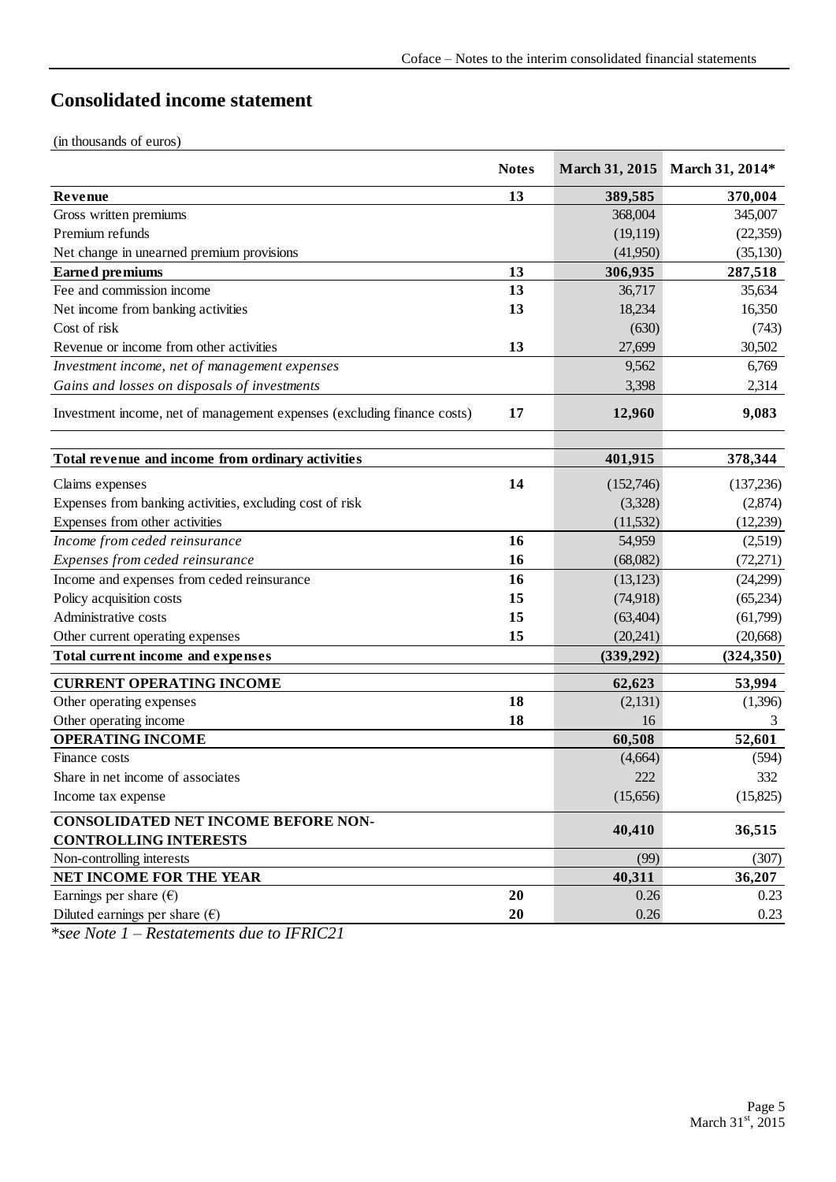# Consolidated income statement

(in thousands of euros)

| | Notes | March 31, 2015 | March 31, 2014* |
|---|---|---|---|
| **Revenue** | **13** | **389,585** | **370,004** |
| Gross written premiums | | 368,004 | 345,007 |
| Premium refunds | | (19,119) | (22,359) |
| Net change in unearned premium provisions | | (41,950) | (35,130) |
| **Earned premiums** | **13** | **306,935** | **287,518** |
| Fee and commission income | **13** | 36,717 | 35,634 |
| Net income from banking activities | **13** | 18,234 | 16,350 |
| Cost of risk | | (630) | (743) |
| Revenue or income from other activities | **13** | 27,699 | 30,502 |
| *Investment income, net of management expenses* | | 9,562 | 6,769 |
| *Gains and losses on disposals of investments* | | 3,398 | 2,314 |
| Investment income, net of management expenses (excluding finance costs) | **17** | **12,960** | **9,083** |
| **Total revenue and income from ordinary activities** | | **401,915** | **378,344** |
| Claims expenses | **14** | (152,746) | (137,236) |
| Expenses from banking activities, excluding cost of risk | | (3,328) | (2,874) |
| Expenses from other activities | | (11,532) | (12,239) |
| *Income from ceded reinsurance* | **16** | 54,959 | (2,519) |
| *Expenses from ceded reinsurance* | **16** | (68,082) | (72,271) |
| Income and expenses from ceded reinsurance | **16** | (13,123) | (24,299) |
| Policy acquisition costs | **15** | (74,918) | (65,234) |
| Administrative costs | **15** | (63,404) | (61,799) |
| Other current operating expenses | **15** | (20,241) | (20,668) |
| **Total current income and expenses** | | **(339,292)** | **(324,350)** |
| **CURRENT OPERATING INCOME** | | **62,623** | **53,994** |
| Other operating expenses | **18** | (2,131) | (1,396) |
| Other operating income | **18** | 16 | 3 |
| **OPERATING INCOME** | | **60,508** | **52,601** |
| Finance costs | | (4,664) | (594) |
| Share in net income of associates | | 222 | 332 |
| Income tax expense | | (15,656) | (15,825) |
| **CONSOLIDATED NET INCOME BEFORE NON-CONTROLLING INTERESTS** | | **40,410** | **36,515** |
| Non-controlling interests | | (99) | (307) |
| **NET INCOME FOR THE YEAR** | | **40,311** | **36,207** |
| Earnings per share (€) | **20** | 0.26 | 0.23 |
| Diluted earnings per share (€) | **20** | 0.26 | 0.23 |

*\*see Note 1 – Restatements due to IFRIC21*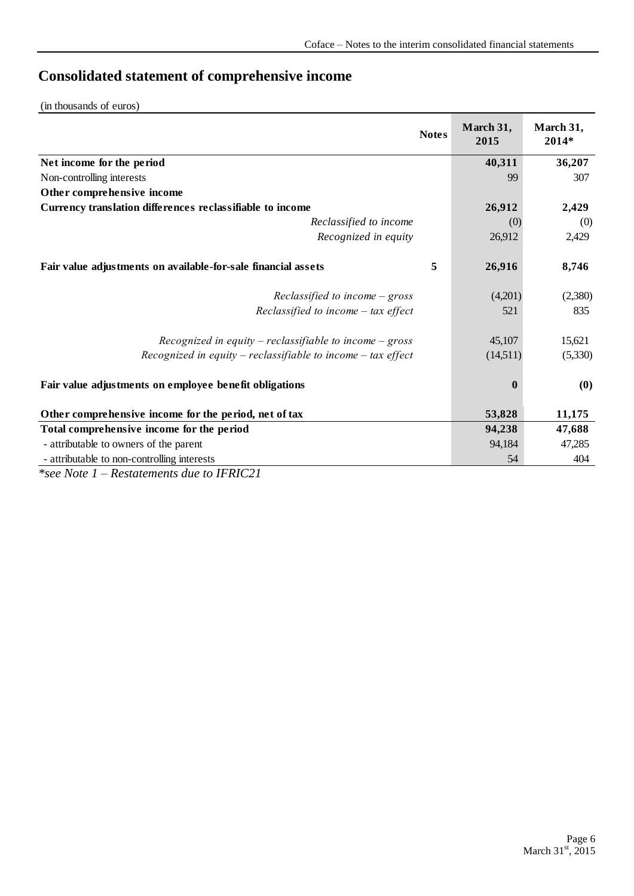# Consolidated statement of comprehensive income

(in thousands of euros)

| | Notes | March 31, 2015 | March 31, 2014* |
|---|---|---|---|
| **Net income for the period** | | **40,311** | **36,207** |
| Non-controlling interests | | 99 | 307 |
| **Other comprehensive income** | | | |
| **Currency translation differences reclassifiable to income** | | **26,912** | **2,429** |
| *Reclassified to income* | | (0) | (0) |
| *Recognized in equity* | | 26,912 | 2,429 |
| **Fair value adjustments on available-for-sale financial assets** | 5 | **26,916** | **8,746** |
| *Reclassified to income – gross* | | (4,201) | (2,380) |
| *Reclassified to income – tax effect* | | 521 | 835 |
| *Recognized in equity – reclassifiable to income – gross* | | 45,107 | 15,621 |
| *Recognized in equity – reclassifiable to income – tax effect* | | (14,511) | (5,330) |
| **Fair value adjustments on employee benefit obligations** | | **0** | **(0)** |
| **Other comprehensive income for the period, net of tax** | | **53,828** | **11,175** |
| **Total comprehensive income for the period** | | **94,238** | **47,688** |
| - attributable to owners of the parent | | 94,184 | 47,285 |
| - attributable to non-controlling interests | | 54 | 404 |

*\*see Note 1 – Restatements due to IFRIC21*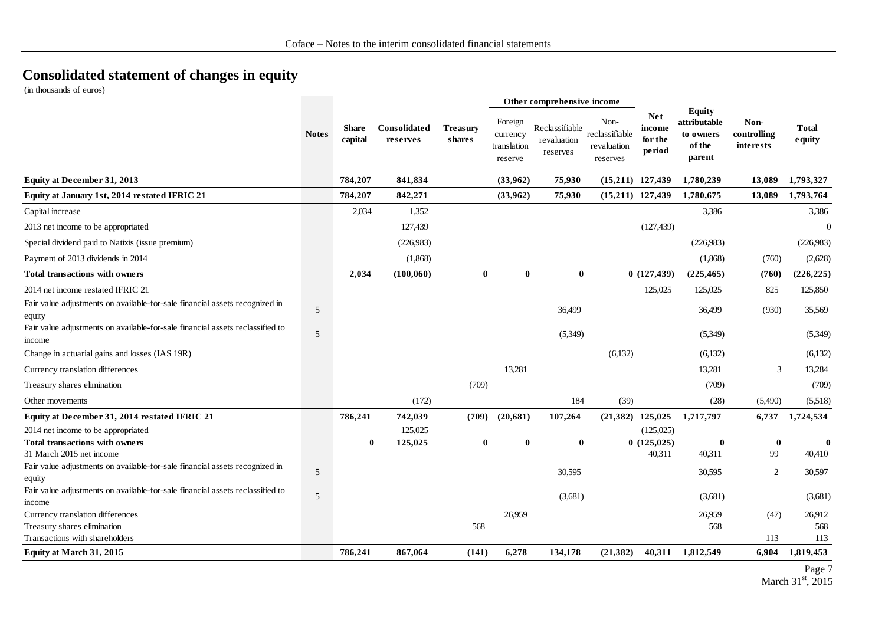# Consolidated statement of changes in equity

(in thousands of euros)

| | Notes | Share capital | Consolidated reserves | Treasury shares | Other comprehensive income | | | Net income for the period | Equity attributable to owners of the parent | Non-controlling interests | Total equity |
|---|---|---|---|---|---|---|---|---|---|---|---|
| | | | | | Foreign currency translation reserve | Reclassifiable revaluation reserves | Non-reclassifiable revaluation reserves | | | | |
| **Equity at December 31, 2013** | | **784,207** | **841,834** | | **(33,962)** | **75,930** | **(15,211)** | **127,439** | **1,780,239** | **13,089** | **1,793,327** |
| **Equity at January 1st, 2014 restated IFRIC 21** | | **784,207** | **842,271** | | **(33,962)** | **75,930** | **(15,211)** | **127,439** | **1,780,675** | **13,089** | **1,793,764** |
| Capital increase | | 2,034 | 1,352 | | | | | | 3,386 | | 3,386 |
| 2013 net income to be appropriated | | | 127,439 | | | | | (127,439) | | | 0 |
| Special dividend paid to Natixis (issue premium) | | | (226,983) | | | | | | (226,983) | | (226,983) |
| Payment of 2013 dividends in 2014 | | | (1,868) | | | | | | (1,868) | (760) | (2,628) |
| **Total transactions with owners** | | **2,034** | **(100,060)** | **0** | **0** | **0** | **0** | **(127,439)** | **(225,465)** | **(760)** | **(226,225)** |
| 2014 net income restated IFRIC 21 | | | | | | | | 125,025 | 125,025 | 825 | 125,850 |
| Fair value adjustments on available-for-sale financial assets recognized in equity | 5 | | | | | 36,499 | | | 36,499 | (930) | 35,569 |
| Fair value adjustments on available-for-sale financial assets reclassified to income | 5 | | | | | (5,349) | | | (5,349) | | (5,349) |
| Change in actuarial gains and losses (IAS 19R) | | | | | | | (6,132) | | (6,132) | | (6,132) |
| Currency translation differences | | | | | 13,281 | | | | 13,281 | 3 | 13,284 |
| Treasury shares elimination | | | | (709) | | | | | (709) | | (709) |
| Other movements | | | (172) | | | 184 | (39) | | (28) | (5,490) | (5,518) |
| **Equity at December 31, 2014 restated IFRIC 21** | | **786,241** | **742,039** | **(709)** | **(20,681)** | **107,264** | **(21,382)** | **125,025** | **1,717,797** | **6,737** | **1,724,534** |
| 2014 net income to be appropriated | | | 125,025 | | | | | (125,025) | | | |
| **Total transactions with owners** | | **0** | **125,025** | **0** | **0** | **0** | **0** | **(125,025)** | **0** | **0** | **0** |
| 31 March 2015 net income | | | | | | | | 40,311 | 40,311 | 99 | 40,410 |
| Fair value adjustments on available-for-sale financial assets recognized in equity | 5 | | | | | 30,595 | | | 30,595 | 2 | 30,597 |
| Fair value adjustments on available-for-sale financial assets reclassified to income | 5 | | | | | (3,681) | | | (3,681) | | (3,681) |
| Currency translation differences | | | | | 26,959 | | | | 26,959 | (47) | 26,912 |
| Treasury shares elimination | | | | 568 | | | | | 568 | | 568 |
| Transactions with shareholders | | | | | | | | | | 113 | 113 |
| **Equity at March 31, 2015** | | **786,241** | **867,064** | **(141)** | **6,278** | **134,178** | **(21,382)** | **40,311** | **1,812,549** | **6,904** | **1,819,453** |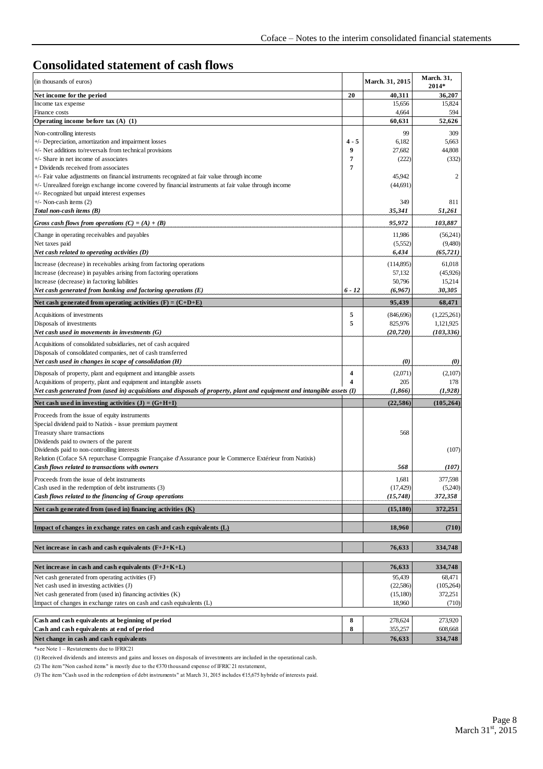# Consolidated statement of cash flows

| (in thousands of euros) | | March. 31, 2015 | March. 31, 2014* |
|---|---|---|---|
| **Net income for the period** | **20** | **40,311** | **36,207** |
| Income tax expense | | 15,656 | 15,824 |
| Finance costs | | 4,664 | 594 |
| **Operating income before tax (A) (1)** | | **60,631** | **52,626** |
| Non-controlling interests | | 99 | 309 |
| +/- Depreciation, amortization and impairment losses | 4 - 5 | 6,182 | 5,663 |
| +/- Net additions to/reversals from technical provisions | 9 | 27,682 | 44,808 |
| +/- Share in net income of associates | 7 | (222) | (332) |
| + Dividends received from associates | 7 | | |
| +/- Fair value adjustments on financial instruments recognized at fair value through income | | 45,942 | 2 |
| +/- Unrealized foreign exchange income covered by financial instruments at fair value through income | | (44,691) | |
| +/- Recognized but unpaid interest expenses | | | |
| +/- Non-cash items (2) | | 349 | 811 |
| ***Total non-cash items (B)*** | | ***35,341*** | ***51,261*** |
| ***Gross cash flows from operations (C) = (A) + (B)*** | | ***95,972*** | ***103,887*** |
| Change in operating receivables and payables | | 11,986 | (56,241) |
| Net taxes paid | | (5,552) | (9,480) |
| ***Net cash related to operating activities (D)*** | | ***6,434*** | ***(65,721)*** |
| Increase (decrease) in receivables arising from factoring operations | | (114,895) | 61,018 |
| Increase (decrease) in payables arising from factoring operations | | 57,132 | (45,926) |
| Increase (decrease) in factoring liabilities | | 50,796 | 15,214 |
| ***Net cash generated from banking and factoring operations (E)*** | *6 - 12* | ***(6,967)*** | ***30,305*** |
| **Net cash generated from operating activities (F) = (C+D+E)** | | **95,439** | **68,471** |
| Acquisitions of investments | 5 | (846,696) | (1,225,261) |
| Disposals of investments | 5 | 825,976 | 1,121,925 |
| ***Net cash used in movements in investments (G)*** | | ***(20,720)*** | ***(103,336)*** |
| Acquisitions of consolidated subsidiaries, net of cash acquired | | | |
| Disposals of consolidated companies, net of cash transferred | | | |
| ***Net cash used in changes in scope of consolidation (H)*** | | ***(0)*** | ***(0)*** |
| Disposals of property, plant and equipment and intangible assets | 4 | (2,071) | (2,107) |
| Acquisitions of property, plant and equipment and intangible assets | 4 | 205 | 178 |
| ***Net cash generated from (used in) acquisitions and disposals of property, plant and equipment and intangible assets (I)*** | | ***(1,866)*** | ***(1,928)*** |
| **Net cash used in investing activities (J) = (G+H+I)** | | **(22,586)** | **(105,264)** |
| Proceeds from the issue of equity instruments | | | |
| Special dividend paid to Natixis - issue premium payment | | | |
| Treasury share transactions | | 568 | |
| Dividends paid to owners of the parent | | | |
| Dividends paid to non-controlling interests | | | (107) |
| Relution (Coface SA repurchase Compagnie Française d'Assurance pour le Commerce Extérieur from Natixis) | | | |
| ***Cash flows related to transactions with owners*** | | ***568*** | ***(107)*** |
| Proceeds from the issue of debt instruments | | 1,681 | 377,598 |
| Cash used in the redemption of debt instruments (3) | | (17,429) | (5,240) |
| ***Cash flows related to the financing of Group operations*** | | ***(15,748)*** | ***372,358*** |
| **Net cash generated from (used in) financing activities (K)** | | **(15,180)** | **372,251** |
| **Impact of changes in exchange rates on cash and cash equivalents (L)** | | **18,960** | **(710)** |
| **Net increase in cash and cash equivalents (F+J+K+L)** | | **76,633** | **334,748** |
| **Net increase in cash and cash equivalents (F+J+K+L)** | | **76,633** | **334,748** |
| Net cash generated from operating activities (F) | | 95,439 | 68,471 |
| Net cash used in investing activities (J) | | (22,586) | (105,264) |
| Net cash generated from (used in) financing activities (K) | | (15,180) | 372,251 |
| Impact of changes in exchange rates on cash and cash equivalents (L) | | 18,960 | (710) |
| **Cash and cash equivalents at beginning of period** | **8** | 278,624 | 273,920 |
| **Cash and cash equivalents at end of period** | **8** | 355,257 | 608,668 |
| **Net change in cash and cash equivalents** | | **76,633** | **334,748** |

*see Note 1 – Restatements due to IFRIC21

(1) Received dividends and interests and gains and losses on disposals of investments are included in the operational cash.

(2) The item "Non cashed items" is mostly due to the €370 thousand expense of IFRIC 21 restatement,

(3) The item "Cash used in the redemption of debt instruments" at March 31, 2015 includes €15,675 hybride of interests paid.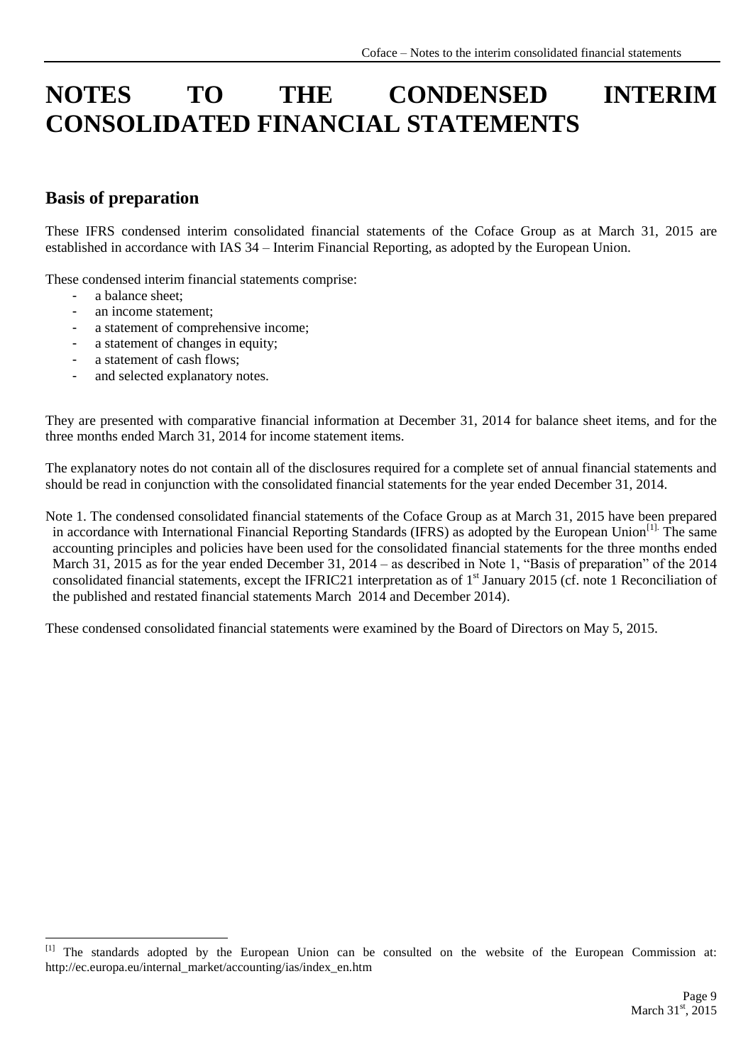# NOTES TO THE CONDENSED INTERIM CONSOLIDATED FINANCIAL STATEMENTS

## Basis of preparation

These IFRS condensed interim consolidated financial statements of the Coface Group as at March 31, 2015 are established in accordance with IAS 34 – Interim Financial Reporting, as adopted by the European Union.

These condensed interim financial statements comprise:

- a balance sheet;
- an income statement;
- a statement of comprehensive income;
- a statement of changes in equity;
- a statement of cash flows;
- and selected explanatory notes.

They are presented with comparative financial information at December 31, 2014 for balance sheet items, and for the three months ended March 31, 2014 for income statement items.

The explanatory notes do not contain all of the disclosures required for a complete set of annual financial statements and should be read in conjunction with the consolidated financial statements for the year ended December 31, 2014.

Note 1. The condensed consolidated financial statements of the Coface Group as at March 31, 2015 have been prepared in accordance with International Financial Reporting Standards (IFRS) as adopted by the European Union[1]. The same accounting principles and policies have been used for the consolidated financial statements for the three months ended March 31, 2015 as for the year ended December 31, 2014 – as described in Note 1, "Basis of preparation" of the 2014 consolidated financial statements, except the IFRIC21 interpretation as of 1st January 2015 (cf. note 1 Reconciliation of the published and restated financial statements March 2014 and December 2014).

These condensed consolidated financial statements were examined by the Board of Directors on May 5, 2015.

---

[1] The standards adopted by the European Union can be consulted on the website of the European Commission at: http://ec.europa.eu/internal_market/accounting/ias/index_en.htm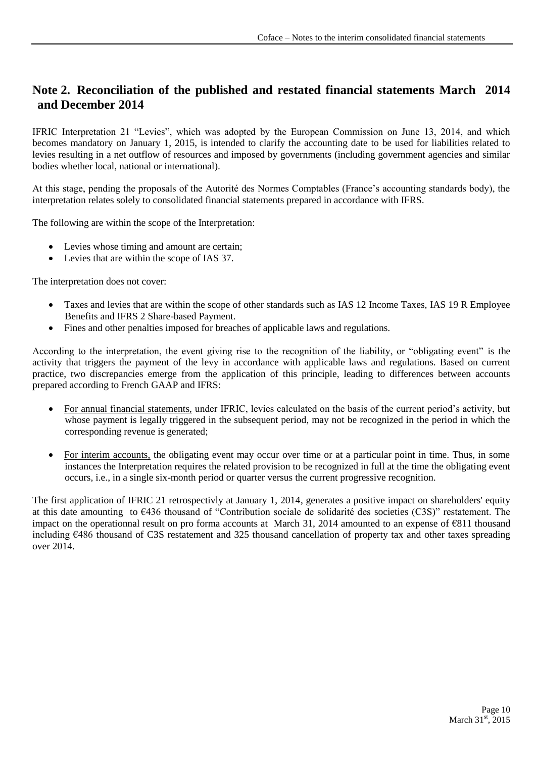## Note 2. Reconciliation of the published and restated financial statements March 2014 and December 2014

IFRIC Interpretation 21 "Levies", which was adopted by the European Commission on June 13, 2014, and which becomes mandatory on January 1, 2015, is intended to clarify the accounting date to be used for liabilities related to levies resulting in a net outflow of resources and imposed by governments (including government agencies and similar bodies whether local, national or international).

At this stage, pending the proposals of the Autorité des Normes Comptables (France's accounting standards body), the interpretation relates solely to consolidated financial statements prepared in accordance with IFRS.

The following are within the scope of the Interpretation:

- Levies whose timing and amount are certain;
- Levies that are within the scope of IAS 37.

The interpretation does not cover:

- Taxes and levies that are within the scope of other standards such as IAS 12 Income Taxes, IAS 19 R Employee Benefits and IFRS 2 Share-based Payment.
- Fines and other penalties imposed for breaches of applicable laws and regulations.

According to the interpretation, the event giving rise to the recognition of the liability, or "obligating event" is the activity that triggers the payment of the levy in accordance with applicable laws and regulations. Based on current practice, two discrepancies emerge from the application of this principle, leading to differences between accounts prepared according to French GAAP and IFRS:

- For annual financial statements, under IFRIC, levies calculated on the basis of the current period's activity, but whose payment is legally triggered in the subsequent period, may not be recognized in the period in which the corresponding revenue is generated;

- For interim accounts, the obligating event may occur over time or at a particular point in time. Thus, in some instances the Interpretation requires the related provision to be recognized in full at the time the obligating event occurs, i.e., in a single six-month period or quarter versus the current progressive recognition.

The first application of IFRIC 21 retrospectivly at January 1, 2014, generates a positive impact on shareholders' equity at this date amounting to €436 thousand of "Contribution sociale de solidarité des societies (C3S)" restatement. The impact on the operationnal result on pro forma accounts at March 31, 2014 amounted to an expense of €811 thousand including €486 thousand of C3S restatement and 325 thousand cancellation of property tax and other taxes spreading over 2014.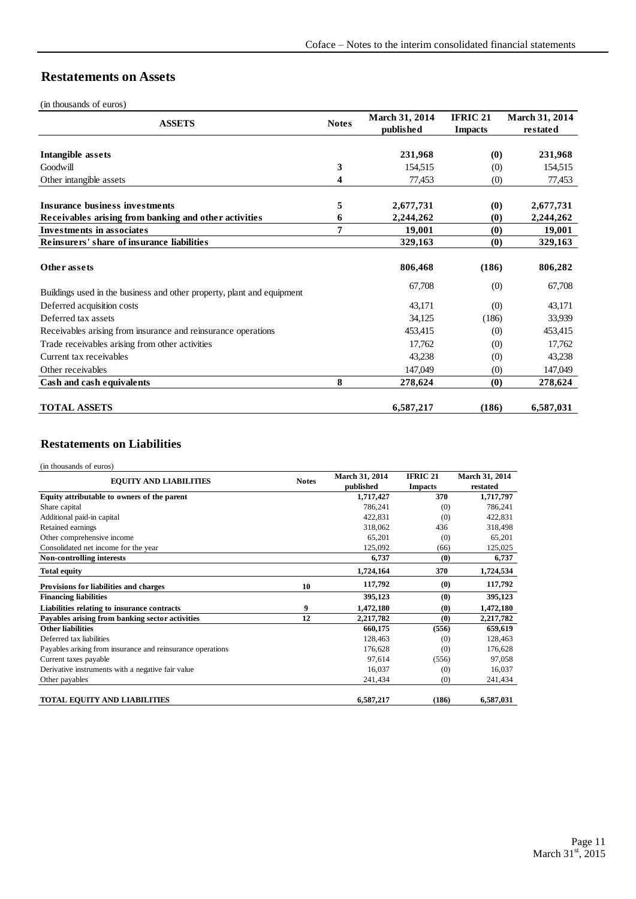## Restatements on Assets

(in thousands of euros)

| ASSETS | Notes | March 31, 2014 published | IFRIC 21 Impacts | March 31, 2014 restated |
|---|---|---|---|---|
| **Intangible assets** | | **231,968** | **(0)** | **231,968** |
| Goodwill | 3 | 154,515 | (0) | 154,515 |
| Other intangible assets | 4 | 77,453 | (0) | 77,453 |
| **Insurance business investments** | 5 | **2,677,731** | **(0)** | **2,677,731** |
| **Receivables arising from banking and other activities** | 6 | **2,244,262** | **(0)** | **2,244,262** |
| **Investments in associates** | 7 | **19,001** | **(0)** | **19,001** |
| **Reinsurers' share of insurance liabilities** | | **329,163** | **(0)** | **329,163** |
| **Other assets** | | **806,468** | **(186)** | **806,282** |
| Buildings used in the business and other property, plant and equipment | | 67,708 | (0) | 67,708 |
| Deferred acquisition costs | | 43,171 | (0) | 43,171 |
| Deferred tax assets | | 34,125 | (186) | 33,939 |
| Receivables arising from insurance and reinsurance operations | | 453,415 | (0) | 453,415 |
| Trade receivables arising from other activities | | 17,762 | (0) | 17,762 |
| Current tax receivables | | 43,238 | (0) | 43,238 |
| Other receivables | | 147,049 | (0) | 147,049 |
| **Cash and cash equivalents** | 8 | **278,624** | **(0)** | **278,624** |
| **TOTAL ASSETS** | | **6,587,217** | **(186)** | **6,587,031** |

## Restatements on Liabilities

(in thousands of euros)

| EQUITY AND LIABILITIES | Notes | March 31, 2014 published | IFRIC 21 Impacts | March 31, 2014 restated |
|---|---|---|---|---|
| **Equity attributable to owners of the parent** | | **1,717,427** | **370** | **1,717,797** |
| Share capital | | 786,241 | (0) | 786,241 |
| Additional paid-in capital | | 422,831 | (0) | 422,831 |
| Retained earnings | | 318,062 | 436 | 318,498 |
| Other comprehensive income | | 65,201 | (0) | 65,201 |
| Consolidated net income for the year | | 125,092 | (66) | 125,025 |
| **Non-controlling interests** | | **6,737** | **(0)** | **6,737** |
| **Total equity** | | **1,724,164** | **370** | **1,724,534** |
| **Provisions for liabilities and charges** | 10 | **117,792** | **(0)** | **117,792** |
| **Financing liabilities** | | **395,123** | **(0)** | **395,123** |
| **Liabilities relating to insurance contracts** | 9 | **1,472,180** | **(0)** | **1,472,180** |
| **Payables arising from banking sector activities** | 12 | **2,217,782** | **(0)** | **2,217,782** |
| **Other liabilities** | | **660,175** | **(556)** | **659,619** |
| Deferred tax liabilities | | 128,463 | (0) | 128,463 |
| Payables arising from insurance and reinsurance operations | | 176,628 | (0) | 176,628 |
| Current taxes payable | | 97,614 | (556) | 97,058 |
| Derivative instruments with a negative fair value | | 16,037 | (0) | 16,037 |
| Other payables | | 241,434 | (0) | 241,434 |
| **TOTAL EQUITY AND LIABILITIES** | | **6,587,217** | **(186)** | **6,587,031** |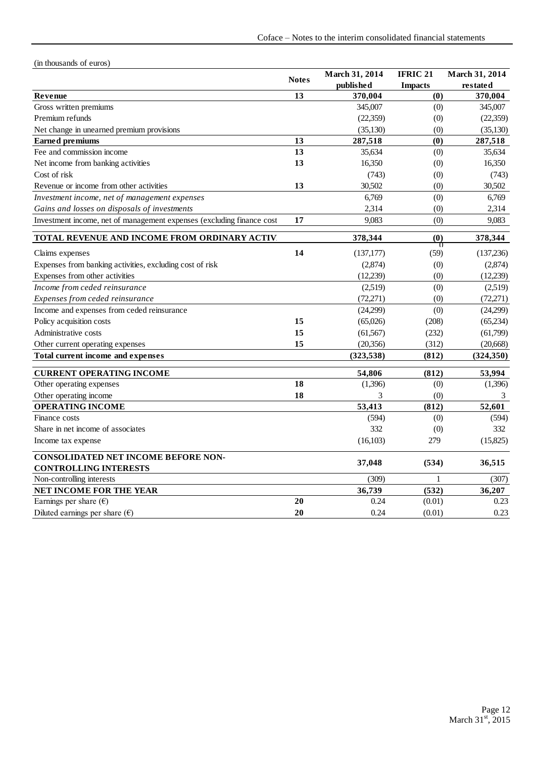(in thousands of euros)

| | Notes | March 31, 2014 published | IFRIC 21 Impacts | March 31, 2014 restated |
|---|---|---|---|---|
| **Revenue** | **13** | **370,004** | **(0)** | **370,004** |
| Gross written premiums | | 345,007 | (0) | 345,007 |
| Premium refunds | | (22,359) | (0) | (22,359) |
| Net change in unearned premium provisions | | (35,130) | (0) | (35,130) |
| **Earned premiums** | **13** | **287,518** | **(0)** | **287,518** |
| Fee and commission income | **13** | 35,634 | (0) | 35,634 |
| Net income from banking activities | **13** | 16,350 | (0) | 16,350 |
| Cost of risk | | (743) | (0) | (743) |
| Revenue or income from other activities | **13** | 30,502 | (0) | 30,502 |
| *Investment income, net of management expenses* | | 6,769 | (0) | 6,769 |
| *Gains and losses on disposals of investments* | | 2,314 | (0) | 2,314 |
| Investment income, net of management expenses (excluding finance cost | **17** | 9,083 | (0) | 9,083 |
| **TOTAL REVENUE AND INCOME FROM ORDINARY ACTIV** | | **378,344** | **(0)** | **378,344** |
| Claims expenses | **14** | (137,177) | (59) | (137,236) |
| Expenses from banking activities, excluding cost of risk | | (2,874) | (0) | (2,874) |
| Expenses from other activities | | (12,239) | (0) | (12,239) |
| *Income from ceded reinsurance* | | (2,519) | (0) | (2,519) |
| *Expenses from ceded reinsurance* | | (72,271) | (0) | (72,271) |
| Income and expenses from ceded reinsurance | | (24,299) | (0) | (24,299) |
| Policy acquisition costs | **15** | (65,026) | (208) | (65,234) |
| Administrative costs | **15** | (61,567) | (232) | (61,799) |
| Other current operating expenses | **15** | (20,356) | (312) | (20,668) |
| **Total current income and expenses** | | **(323,538)** | **(812)** | **(324,350)** |
| **CURRENT OPERATING INCOME** | | **54,806** | **(812)** | **53,994** |
| Other operating expenses | **18** | (1,396) | (0) | (1,396) |
| Other operating income | **18** | 3 | (0) | 3 |
| **OPERATING INCOME** | | **53,413** | **(812)** | **52,601** |
| Finance costs | | (594) | (0) | (594) |
| Share in net income of associates | | 332 | (0) | 332 |
| Income tax expense | | (16,103) | 279 | (15,825) |
| **CONSOLIDATED NET INCOME BEFORE NON-CONTROLLING INTERESTS** | | **37,048** | **(534)** | **36,515** |
| Non-controlling interests | | (309) | 1 | (307) |
| **NET INCOME FOR THE YEAR** | | **36,739** | **(532)** | **36,207** |
| Earnings per share (€) | **20** | 0.24 | (0.01) | 0.23 |
| Diluted earnings per share (€) | **20** | 0.24 | (0.01) | 0.23 |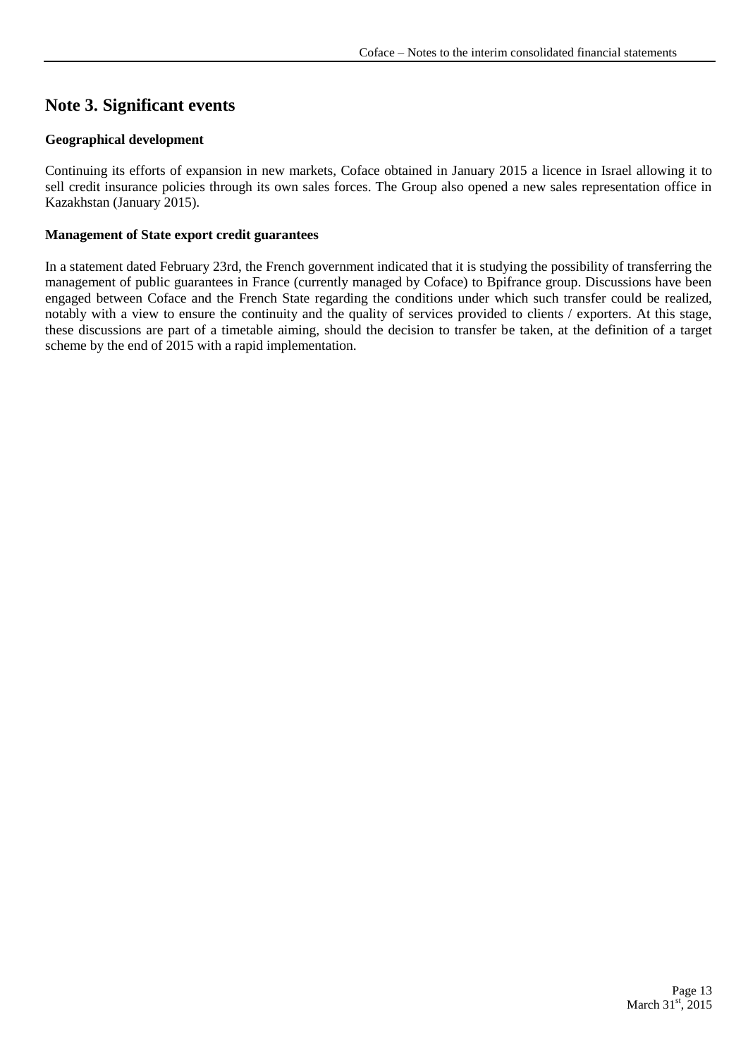# Note 3. Significant events

**Geographical development**

Continuing its efforts of expansion in new markets, Coface obtained in January 2015 a licence in Israel allowing it to sell credit insurance policies through its own sales forces. The Group also opened a new sales representation office in Kazakhstan (January 2015).

**Management of State export credit guarantees**

In a statement dated February 23rd, the French government indicated that it is studying the possibility of transferring the management of public guarantees in France (currently managed by Coface) to Bpifrance group. Discussions have been engaged between Coface and the French State regarding the conditions under which such transfer could be realized, notably with a view to ensure the continuity and the quality of services provided to clients / exporters. At this stage, these discussions are part of a timetable aiming, should the decision to transfer be taken, at the definition of a target scheme by the end of 2015 with a rapid implementation.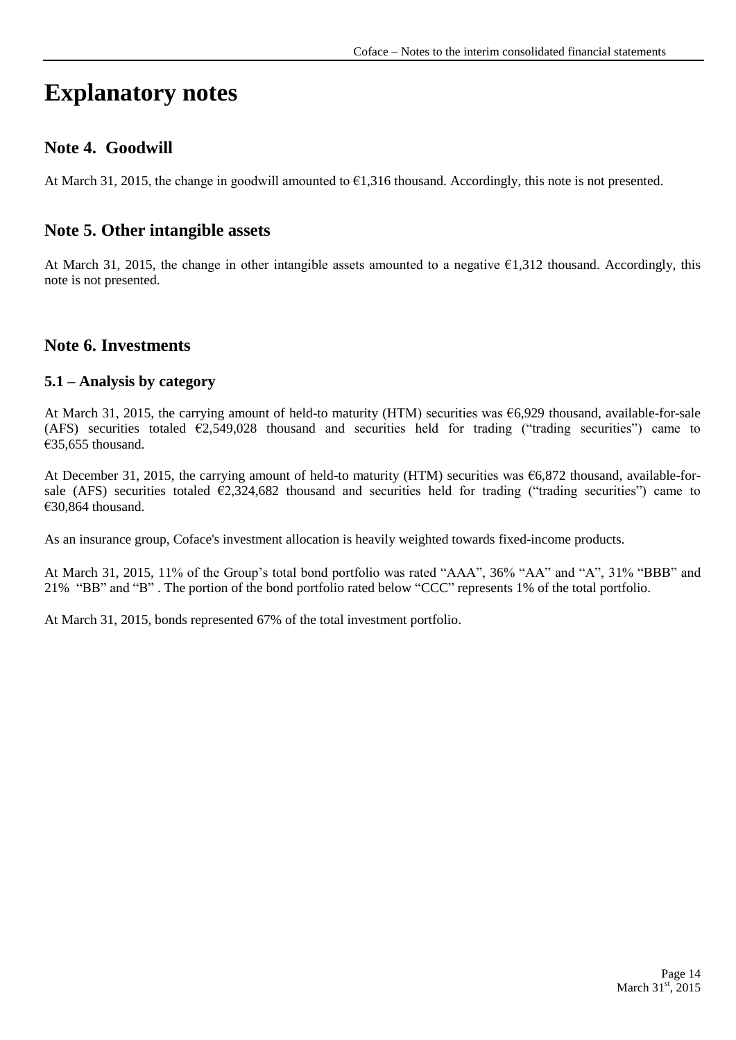# Explanatory notes

## Note 4. Goodwill

At March 31, 2015, the change in goodwill amounted to €1,316 thousand. Accordingly, this note is not presented.

## Note 5. Other intangible assets

At March 31, 2015, the change in other intangible assets amounted to a negative €1,312 thousand. Accordingly, this note is not presented.

## Note 6. Investments

### 5.1 – Analysis by category

At March 31, 2015, the carrying amount of held-to maturity (HTM) securities was €6,929 thousand, available-for-sale (AFS) securities totaled €2,549,028 thousand and securities held for trading ("trading securities") came to €35,655 thousand.

At December 31, 2015, the carrying amount of held-to maturity (HTM) securities was €6,872 thousand, available-for-sale (AFS) securities totaled €2,324,682 thousand and securities held for trading ("trading securities") came to €30,864 thousand.

As an insurance group, Coface's investment allocation is heavily weighted towards fixed-income products.

At March 31, 2015, 11% of the Group's total bond portfolio was rated "AAA", 36% "AA" and "A", 31% "BBB" and 21% "BB" and "B" . The portion of the bond portfolio rated below "CCC" represents 1% of the total portfolio.

At March 31, 2015, bonds represented 67% of the total investment portfolio.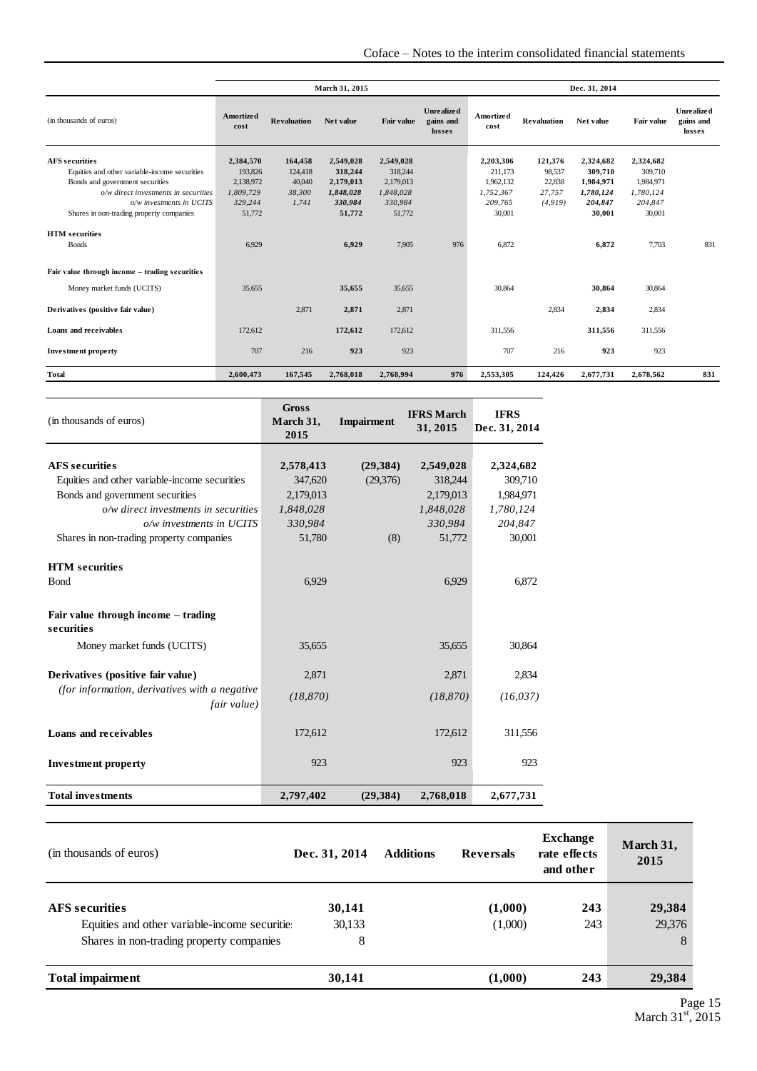| (in thousands of euros) | March 31, 2015 | | | | | Dec. 31, 2014 | | | | |
|---|---|---|---|---|---|---|---|---|---|---|
| | Amortized cost | Revaluation | Net value | Fair value | Unrealized gains and losses | Amortized cost | Revaluation | Net value | Fair value | Unrealized gains and losses |
| **AFS securities** | **2,384,570** | **164,458** | **2,549,028** | **2,549,028** | | **2,203,306** | **121,376** | **2,324,682** | **2,324,682** | |
| Equities and other variable-income securities | 193,826 | 124,418 | 318,244 | 318,244 | | 211,173 | 98,537 | 309,710 | 309,710 | |
| Bonds and government securities | 2,138,972 | 40,040 | 2,179,013 | 2,179,013 | | 1,962,132 | 22,838 | 1,984,971 | 1,984,971 | |
| *o/w direct investments in securities* | *1,809,729* | *38,300* | *1,848,028* | *1,848,028* | | *1,752,367* | *27,757* | *1,780,124* | *1,780,124* | |
| *o/w investments in UCITS* | *329,244* | *1,741* | *330,984* | *330,984* | | *209,765* | *(4,919)* | *204,847* | *204,847* | |
| Shares in non-trading property companies | 51,772 | | 51,772 | 51,772 | | 30,001 | | 30,001 | 30,001 | |
| **HTM securities** | | | | | | | | | | |
| Bonds | 6,929 | | 6,929 | 7,905 | 976 | 6,872 | | 6,872 | 7,703 | 831 |
| **Fair value through income – trading securities** | | | | | | | | | | |
| Money market funds (UCITS) | 35,655 | | 35,655 | 35,655 | | 30,864 | | 30,864 | 30,864 | |
| **Derivatives (positive fair value)** | | 2,871 | 2,871 | 2,871 | | | 2,834 | 2,834 | 2,834 | |
| **Loans and receivables** | 172,612 | | 172,612 | 172,612 | | 311,556 | | 311,556 | 311,556 | |
| **Investment property** | 707 | 216 | 923 | 923 | | 707 | 216 | 923 | 923 | |
| **Total** | **2,600,473** | **167,545** | **2,768,018** | **2,768,994** | **976** | **2,553,305** | **124,426** | **2,677,731** | **2,678,562** | **831** |

| (in thousands of euros) | Gross March 31, 2015 | Impairment | IFRS March 31, 2015 | IFRS Dec. 31, 2014 |
|---|---|---|---|---|
| **AFS securities** | **2,578,413** | **(29,384)** | **2,549,028** | **2,324,682** |
| Equities and other variable-income securities | 347,620 | (29,376) | 318,244 | 309,710 |
| Bonds and government securities | 2,179,013 | | 2,179,013 | 1,984,971 |
| *o/w direct investments in securities* | *1,848,028* | | *1,848,028* | *1,780,124* |
| *o/w investments in UCITS* | *330,984* | | *330,984* | *204,847* |
| Shares in non-trading property companies | 51,780 | (8) | 51,772 | 30,001 |
| **HTM securities** | | | | |
| Bond | 6,929 | | 6,929 | 6,872 |
| **Fair value through income – trading securities** | | | | |
| Money market funds (UCITS) | 35,655 | | 35,655 | 30,864 |
| **Derivatives (positive fair value)** | 2,871 | | 2,871 | 2,834 |
| *(for information, derivatives with a negative fair value)* | *(18,870)* | | *(18,870)* | *(16,037)* |
| **Loans and receivables** | 172,612 | | 172,612 | 311,556 |
| **Investment property** | 923 | | 923 | 923 |
| **Total investments** | **2,797,402** | **(29,384)** | **2,768,018** | **2,677,731** |

| (in thousands of euros) | Dec. 31, 2014 | Additions | Reversals | Exchange rate effects and other | March 31, 2015 |
|---|---|---|---|---|---|
| **AFS securities** | **30,141** | | **(1,000)** | **243** | **29,384** |
| Equities and other variable-income securities | 30,133 | | (1,000) | 243 | 29,376 |
| Shares in non-trading property companies | 8 | | | | 8 |
| **Total impairment** | **30,141** | | **(1,000)** | **243** | **29,384** |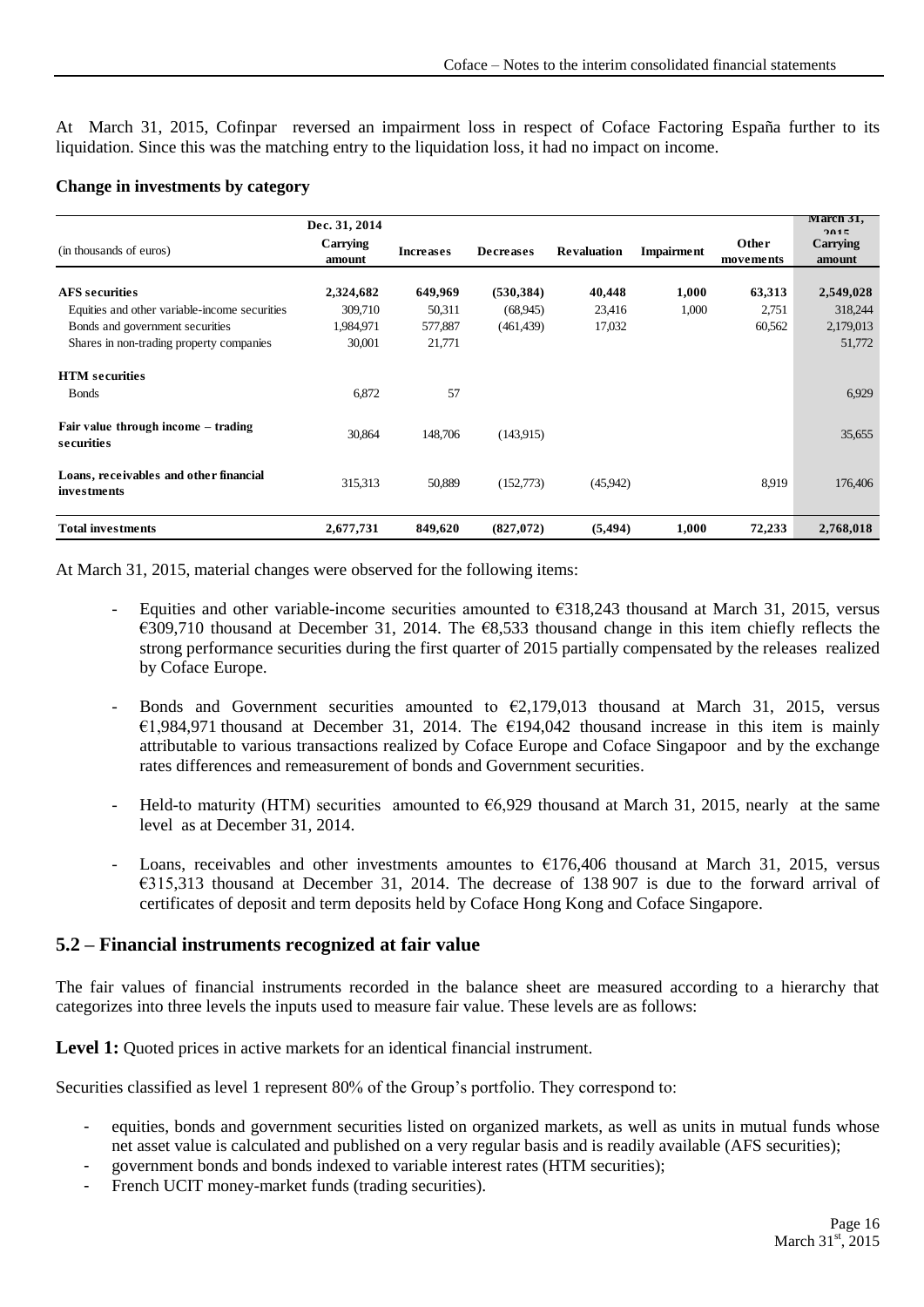At March 31, 2015, Cofinpar reversed an impairment loss in respect of Coface Factoring España further to its liquidation. Since this was the matching entry to the liquidation loss, it had no impact on income.

**Change in investments by category**

| (in thousands of euros) | Dec. 31, 2014 Carrying amount | Increases | Decreases | Revaluation | Impairment | Other movements | March 31, 2015 Carrying amount |
|---|---|---|---|---|---|---|---|
| **AFS securities** | **2,324,682** | **649,969** | **(530,384)** | **40,448** | **1,000** | **63,313** | **2,549,028** |
| Equities and other variable-income securities | 309,710 | 50,311 | (68,945) | 23,416 | 1,000 | 2,751 | 318,244 |
| Bonds and government securities | 1,984,971 | 577,887 | (461,439) | 17,032 | | 60,562 | 2,179,013 |
| Shares in non-trading property companies | 30,001 | 21,771 | | | | | 51,772 |
| **HTM securities** | | | | | | | |
| Bonds | 6,872 | 57 | | | | | 6,929 |
| **Fair value through income – trading securities** | 30,864 | 148,706 | (143,915) | | | | 35,655 |
| **Loans, receivables and other financial investments** | 315,313 | 50,889 | (152,773) | (45,942) | | 8,919 | 176,406 |
| **Total investments** | **2,677,731** | **849,620** | **(827,072)** | **(5,494)** | **1,000** | **72,233** | **2,768,018** |

At March 31, 2015, material changes were observed for the following items:

- Equities and other variable-income securities amounted to €318,243 thousand at March 31, 2015, versus €309,710 thousand at December 31, 2014. The €8,533 thousand change in this item chiefly reflects the strong performance securities during the first quarter of 2015 partially compensated by the releases realized by Coface Europe.

- Bonds and Government securities amounted to €2,179,013 thousand at March 31, 2015, versus €1,984,971 thousand at December 31, 2014. The €194,042 thousand increase in this item is mainly attributable to various transactions realized by Coface Europe and Coface Singapoor and by the exchange rates differences and remeasurement of bonds and Government securities.

- Held-to maturity (HTM) securities amounted to €6,929 thousand at March 31, 2015, nearly at the same level as at December 31, 2014.

- Loans, receivables and other investments amountes to €176,406 thousand at March 31, 2015, versus €315,313 thousand at December 31, 2014. The decrease of 138 907 is due to the forward arrival of certificates of deposit and term deposits held by Coface Hong Kong and Coface Singapore.

## 5.2 – Financial instruments recognized at fair value

The fair values of financial instruments recorded in the balance sheet are measured according to a hierarchy that categorizes into three levels the inputs used to measure fair value. These levels are as follows:

**Level 1:** Quoted prices in active markets for an identical financial instrument.

Securities classified as level 1 represent 80% of the Group's portfolio. They correspond to:

- equities, bonds and government securities listed on organized markets, as well as units in mutual funds whose net asset value is calculated and published on a very regular basis and is readily available (AFS securities);
- government bonds and bonds indexed to variable interest rates (HTM securities);
- French UCIT money-market funds (trading securities).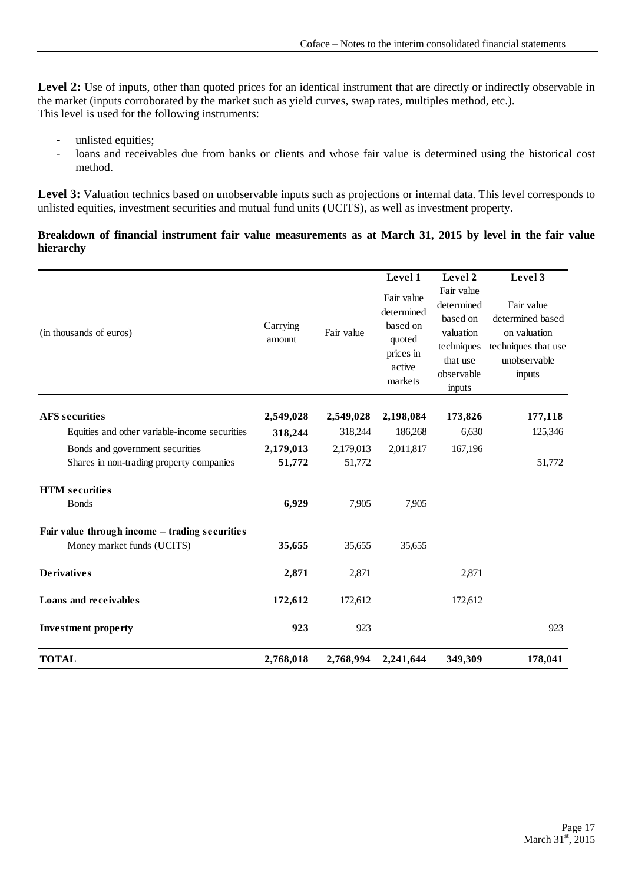**Level 2:** Use of inputs, other than quoted prices for an identical instrument that are directly or indirectly observable in the market (inputs corroborated by the market such as yield curves, swap rates, multiples method, etc.).
This level is used for the following instruments:

- unlisted equities;
- loans and receivables due from banks or clients and whose fair value is determined using the historical cost method.

**Level 3:** Valuation technics based on unobservable inputs such as projections or internal data. This level corresponds to unlisted equities, investment securities and mutual fund units (UCITS), as well as investment property.

**Breakdown of financial instrument fair value measurements as at March 31, 2015 by level in the fair value hierarchy**

| (in thousands of euros) | Carrying amount | Fair value | Level 1<br>Fair value determined based on quoted prices in active markets | Level 2<br>Fair value determined based on valuation techniques that use observable inputs | Level 3<br>Fair value determined based on valuation techniques that use unobservable inputs |
|---|---|---|---|---|---|
| **AFS securities** | **2,549,028** | **2,549,028** | **2,198,084** | **173,826** | **177,118** |
| Equities and other variable-income securities | **318,244** | 318,244 | 186,268 | 6,630 | 125,346 |
| Bonds and government securities | **2,179,013** | 2,179,013 | 2,011,817 | 167,196 | |
| Shares in non-trading property companies | **51,772** | 51,772 | | | 51,772 |
| **HTM securities** | | | | | |
| Bonds | **6,929** | 7,905 | 7,905 | | |
| **Fair value through income – trading securities** | | | | | |
| Money market funds (UCITS) | **35,655** | 35,655 | 35,655 | | |
| **Derivatives** | **2,871** | 2,871 | | 2,871 | |
| **Loans and receivables** | **172,612** | 172,612 | | 172,612 | |
| **Investment property** | **923** | 923 | | | 923 |
| **TOTAL** | **2,768,018** | **2,768,994** | **2,241,644** | **349,309** | **178,041** |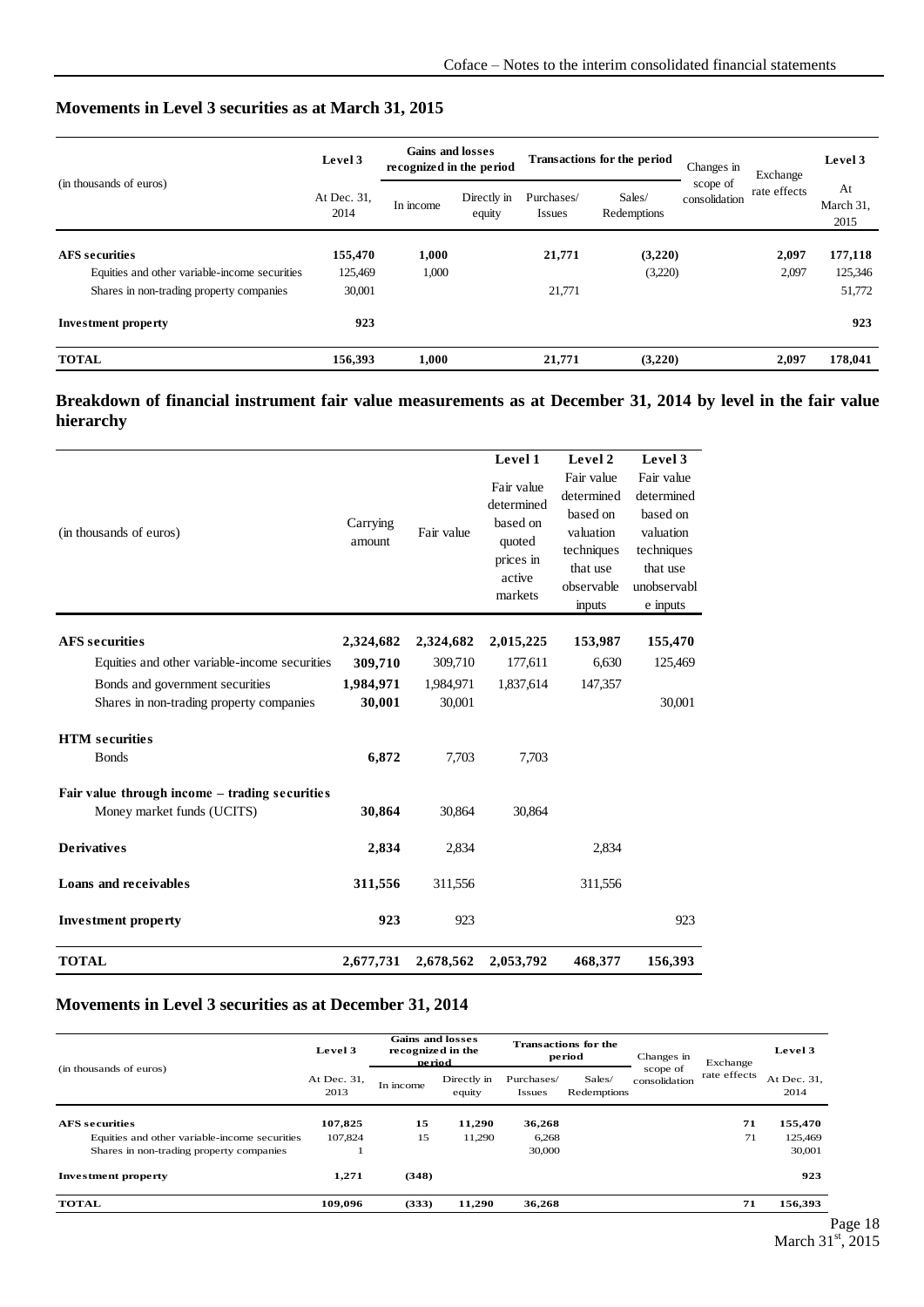## Movements in Level 3 securities as at March 31, 2015

| (in thousands of euros) | Level 3 | Gains and losses recognized in the period | | Transactions for the period | | Changes in scope of consolidation | Exchange rate effects | Level 3 |
|---|---|---|---|---|---|---|---|---|
| | At Dec. 31, 2014 | In income | Directly in equity | Purchases/ Issues | Sales/ Redemptions | | | At March 31, 2015 |
| **AFS securities** | **155,470** | **1,000** | | **21,771** | **(3,220)** | | **2,097** | **177,118** |
| Equities and other variable-income securities | 125,469 | 1,000 | | | (3,220) | | 2,097 | 125,346 |
| Shares in non-trading property companies | 30,001 | | | 21,771 | | | | 51,772 |
| **Investment property** | **923** | | | | | | | **923** |
| **TOTAL** | **156,393** | **1,000** | | **21,771** | **(3,220)** | | **2,097** | **178,041** |

## Breakdown of financial instrument fair value measurements as at December 31, 2014 by level in the fair value hierarchy

| (in thousands of euros) | Carrying amount | Fair value | Level 1<br>Fair value determined based on quoted prices in active markets | Level 2<br>Fair value determined based on valuation techniques that use observable inputs | Level 3<br>Fair value determined based on valuation techniques that use unobservable inputs |
|---|---|---|---|---|---|
| **AFS securities** | **2,324,682** | **2,324,682** | **2,015,225** | **153,987** | **155,470** |
| Equities and other variable-income securities | **309,710** | 309,710 | 177,611 | 6,630 | 125,469 |
| Bonds and government securities | **1,984,971** | 1,984,971 | 1,837,614 | 147,357 | |
| Shares in non-trading property companies | **30,001** | 30,001 | | | 30,001 |
| **HTM securities** | | | | | |
| Bonds | **6,872** | 7,703 | 7,703 | | |
| **Fair value through income – trading securities** | | | | | |
| Money market funds (UCITS) | **30,864** | 30,864 | 30,864 | | |
| **Derivatives** | **2,834** | 2,834 | | 2,834 | |
| **Loans and receivables** | **311,556** | 311,556 | | 311,556 | |
| **Investment property** | **923** | 923 | | | 923 |
| **TOTAL** | **2,677,731** | **2,678,562** | **2,053,792** | **468,377** | **156,393** |

## Movements in Level 3 securities as at December 31, 2014

| (in thousands of euros) | Level 3 | Gains and losses recognized in the period | | Transactions for the period | | Changes in scope of consolidation | Exchange rate effects | Level 3 |
|---|---|---|---|---|---|---|---|---|
| | At Dec. 31, 2013 | In income | Directly in equity | Purchases/ Issues | Sales/ Redemptions | | | At Dec. 31, 2014 |
| **AFS securities** | **107,825** | **15** | **11,290** | **36,268** | | | **71** | **155,470** |
| Equities and other variable-income securities | 107,824 | 15 | 11,290 | 6,268 | | | 71 | 125,469 |
| Shares in non-trading property companies | 1 | | | 30,000 | | | | 30,001 |
| **Investment property** | **1,271** | **(348)** | | | | | | **923** |
| **TOTAL** | **109,096** | **(333)** | **11,290** | **36,268** | | | **71** | **156,393** |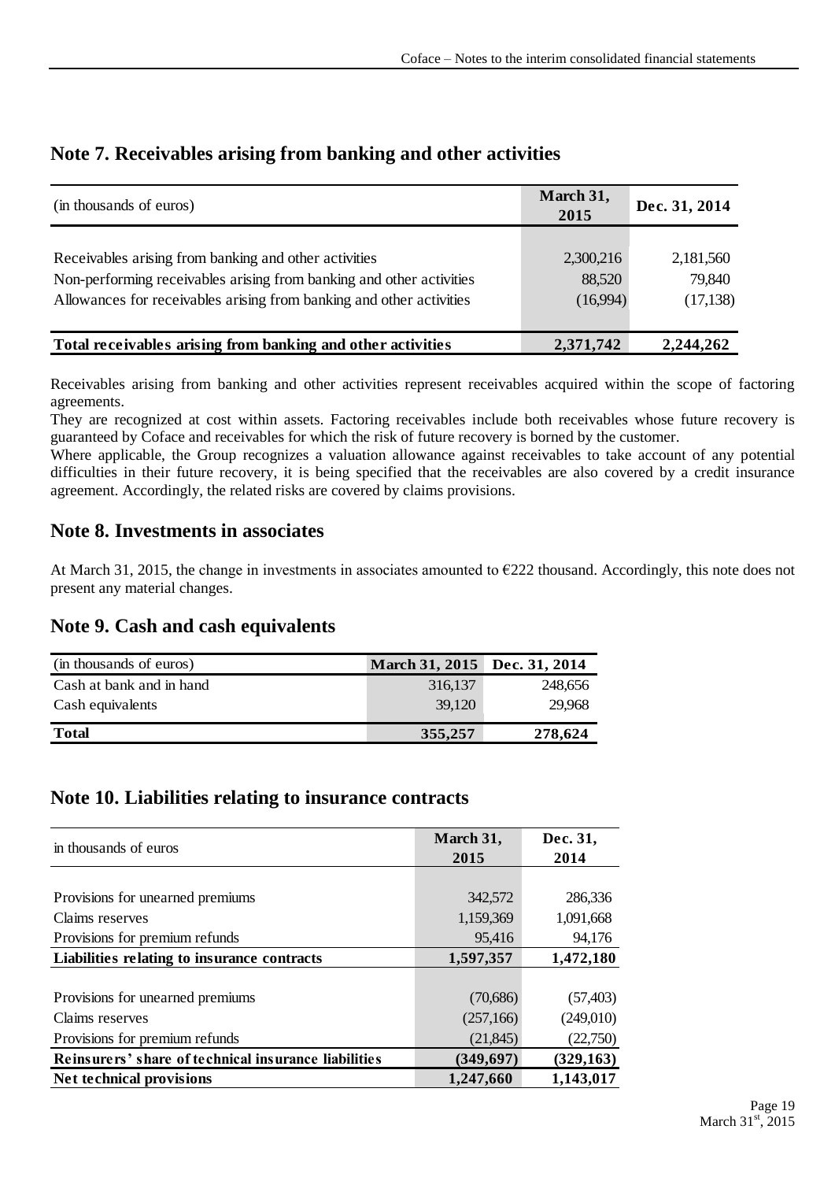## Note 7. Receivables arising from banking and other activities

| (in thousands of euros) | March 31, 2015 | Dec. 31, 2014 |
|---|---|---|
| Receivables arising from banking and other activities | 2,300,216 | 2,181,560 |
| Non-performing receivables arising from banking and other activities | 88,520 | 79,840 |
| Allowances for receivables arising from banking and other activities | (16,994) | (17,138) |
| **Total receivables arising from banking and other activities** | **2,371,742** | **2,244,262** |

Receivables arising from banking and other activities represent receivables acquired within the scope of factoring agreements.

They are recognized at cost within assets. Factoring receivables include both receivables whose future recovery is guaranteed by Coface and receivables for which the risk of future recovery is borned by the customer.

Where applicable, the Group recognizes a valuation allowance against receivables to take account of any potential difficulties in their future recovery, it is being specified that the receivables are also covered by a credit insurance agreement. Accordingly, the related risks are covered by claims provisions.

## Note 8. Investments in associates

At March 31, 2015, the change in investments in associates amounted to €222 thousand. Accordingly, this note does not present any material changes.

## Note 9. Cash and cash equivalents

| (in thousands of euros) | March 31, 2015 | Dec. 31, 2014 |
|---|---|---|
| Cash at bank and in hand | 316,137 | 248,656 |
| Cash equivalents | 39,120 | 29,968 |
| **Total** | **355,257** | **278,624** |

## Note 10. Liabilities relating to insurance contracts

| in thousands of euros | March 31, 2015 | Dec. 31, 2014 |
|---|---|---|
| Provisions for unearned premiums | 342,572 | 286,336 |
| Claims reserves | 1,159,369 | 1,091,668 |
| Provisions for premium refunds | 95,416 | 94,176 |
| **Liabilities relating to insurance contracts** | **1,597,357** | **1,472,180** |
| Provisions for unearned premiums | (70,686) | (57,403) |
| Claims reserves | (257,166) | (249,010) |
| Provisions for premium refunds | (21,845) | (22,750) |
| **Reinsurers' share of technical insurance liabilities** | **(349,697)** | **(329,163)** |
| **Net technical provisions** | **1,247,660** | **1,143,017** |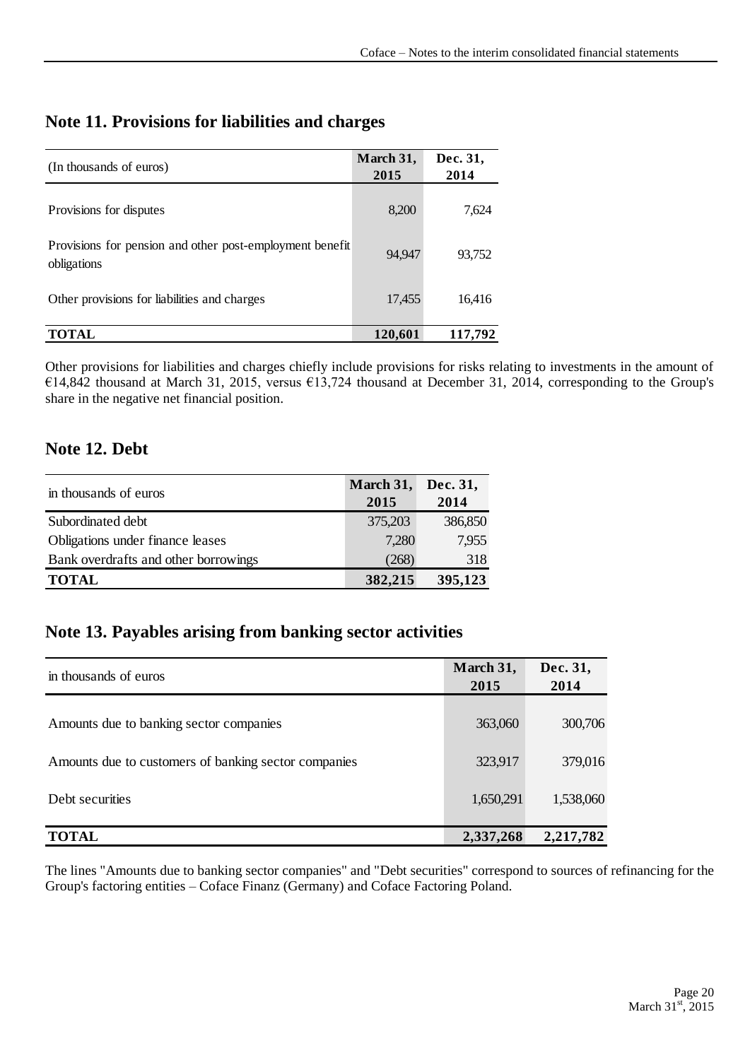## Note 11. Provisions for liabilities and charges

| (In thousands of euros) | March 31, 2015 | Dec. 31, 2014 |
|---|---|---|
| Provisions for disputes | 8,200 | 7,624 |
| Provisions for pension and other post-employment benefit obligations | 94,947 | 93,752 |
| Other provisions for liabilities and charges | 17,455 | 16,416 |
| **TOTAL** | **120,601** | **117,792** |

Other provisions for liabilities and charges chiefly include provisions for risks relating to investments in the amount of €14,842 thousand at March 31, 2015, versus €13,724 thousand at December 31, 2014, corresponding to the Group's share in the negative net financial position.

## Note 12. Debt

| in thousands of euros | March 31, 2015 | Dec. 31, 2014 |
|---|---|---|
| Subordinated debt | 375,203 | 386,850 |
| Obligations under finance leases | 7,280 | 7,955 |
| Bank overdrafts and other borrowings | (268) | 318 |
| **TOTAL** | **382,215** | **395,123** |

## Note 13. Payables arising from banking sector activities

| in thousands of euros | March 31, 2015 | Dec. 31, 2014 |
|---|---|---|
| Amounts due to banking sector companies | 363,060 | 300,706 |
| Amounts due to customers of banking sector companies | 323,917 | 379,016 |
| Debt securities | 1,650,291 | 1,538,060 |
| **TOTAL** | **2,337,268** | **2,217,782** |

The lines "Amounts due to banking sector companies" and "Debt securities" correspond to sources of refinancing for the Group's factoring entities – Coface Finanz (Germany) and Coface Factoring Poland.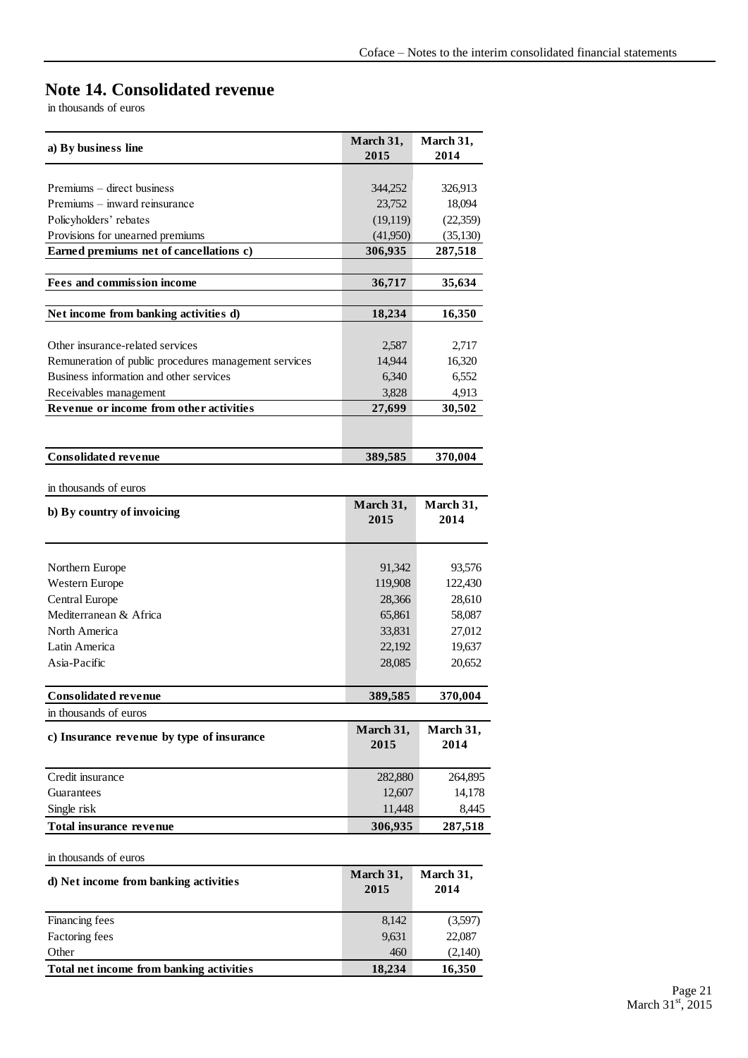# Note 14. Consolidated revenue

in thousands of euros

| a) By business line | March 31, 2015 | March 31, 2014 |
|---|---|---|
| Premiums – direct business | 344,252 | 326,913 |
| Premiums – inward reinsurance | 23,752 | 18,094 |
| Policyholders' rebates | (19,119) | (22,359) |
| Provisions for unearned premiums | (41,950) | (35,130) |
| **Earned premiums net of cancellations c)** | **306,935** | **287,518** |
| **Fees and commission income** | **36,717** | **35,634** |
| **Net income from banking activities d)** | **18,234** | **16,350** |
| Other insurance-related services | 2,587 | 2,717 |
| Remuneration of public procedures management services | 14,944 | 16,320 |
| Business information and other services | 6,340 | 6,552 |
| Receivables management | 3,828 | 4,913 |
| **Revenue or income from other activities** | **27,699** | **30,502** |
| **Consolidated revenue** | **389,585** | **370,004** |

in thousands of euros

| b) By country of invoicing | March 31, 2015 | March 31, 2014 |
|---|---|---|
| Northern Europe | 91,342 | 93,576 |
| Western Europe | 119,908 | 122,430 |
| Central Europe | 28,366 | 28,610 |
| Mediterranean & Africa | 65,861 | 58,087 |
| North America | 33,831 | 27,012 |
| Latin America | 22,192 | 19,637 |
| Asia-Pacific | 28,085 | 20,652 |
| **Consolidated revenue** | **389,585** | **370,004** |

in thousands of euros

| c) Insurance revenue by type of insurance | March 31, 2015 | March 31, 2014 |
|---|---|---|
| Credit insurance | 282,880 | 264,895 |
| Guarantees | 12,607 | 14,178 |
| Single risk | 11,448 | 8,445 |
| **Total insurance revenue** | **306,935** | **287,518** |

in thousands of euros

| d) Net income from banking activities | March 31, 2015 | March 31, 2014 |
|---|---|---|
| Financing fees | 8,142 | (3,597) |
| Factoring fees | 9,631 | 22,087 |
| Other | 460 | (2,140) |
| **Total net income from banking activities** | **18,234** | **16,350** |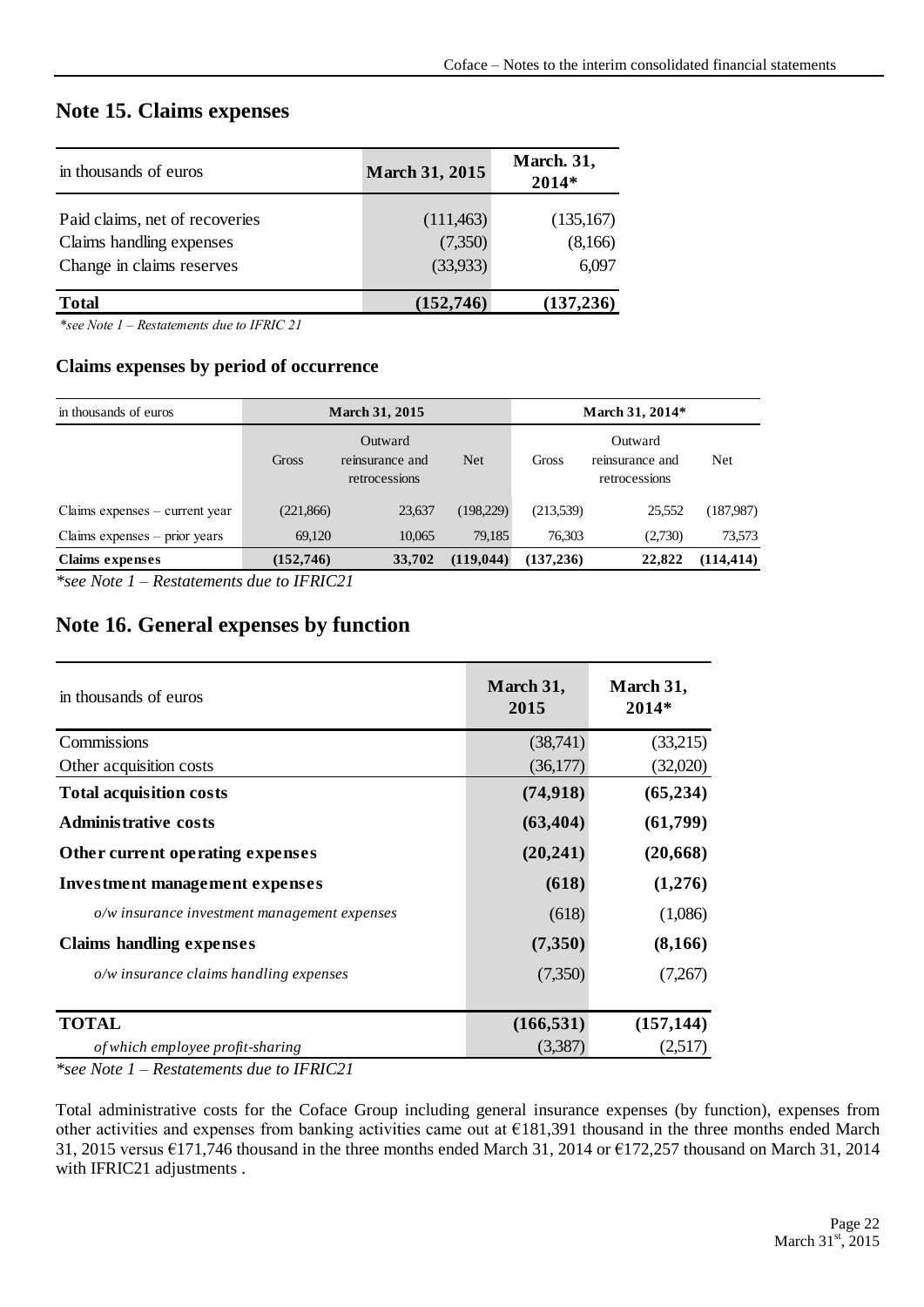## Note 15. Claims expenses

| in thousands of euros | March 31, 2015 | March. 31, 2014* |
|---|---|---|
| Paid claims, net of recoveries | (111,463) | (135,167) |
| Claims handling expenses | (7,350) | (8,166) |
| Change in claims reserves | (33,933) | 6,097 |
| **Total** | **(152,746)** | **(137,236)** |

*\*see Note 1 – Restatements due to IFRIC 21*

### Claims expenses by period of occurrence

| in thousands of euros | March 31, 2015 | | | March 31, 2014* | | |
|---|---|---|---|---|---|---|
| | Gross | Outward reinsurance and retrocessions | Net | Gross | Outward reinsurance and retrocessions | Net |
| Claims expenses – current year | (221,866) | 23,637 | (198,229) | (213,539) | 25,552 | (187,987) |
| Claims expenses – prior years | 69,120 | 10,065 | 79,185 | 76,303 | (2,730) | 73,573 |
| **Claims expenses** | **(152,746)** | **33,702** | **(119,044)** | **(137,236)** | **22,822** | **(114,414)** |

*\*see Note 1 – Restatements due to IFRIC21*

## Note 16. General expenses by function

| in thousands of euros | March 31, 2015 | March 31, 2014* |
|---|---|---|
| Commissions | (38,741) | (33,215) |
| Other acquisition costs | (36,177) | (32,020) |
| **Total acquisition costs** | **(74,918)** | **(65,234)** |
| **Administrative costs** | **(63,404)** | **(61,799)** |
| **Other current operating expenses** | **(20,241)** | **(20,668)** |
| **Investment management expenses** | **(618)** | **(1,276)** |
| *o/w insurance investment management expenses* | (618) | (1,086) |
| **Claims handling expenses** | **(7,350)** | **(8,166)** |
| *o/w insurance claims handling expenses* | (7,350) | (7,267) |
| **TOTAL** | **(166,531)** | **(157,144)** |
| *of which employee profit-sharing* | (3,387) | (2,517) |

*\*see Note 1 – Restatements due to IFRIC21*

Total administrative costs for the Coface Group including general insurance expenses (by function), expenses from other activities and expenses from banking activities came out at €181,391 thousand in the three months ended March 31, 2015 versus €171,746 thousand in the three months ended March 31, 2014 or €172,257 thousand on March 31, 2014 with IFRIC21 adjustments .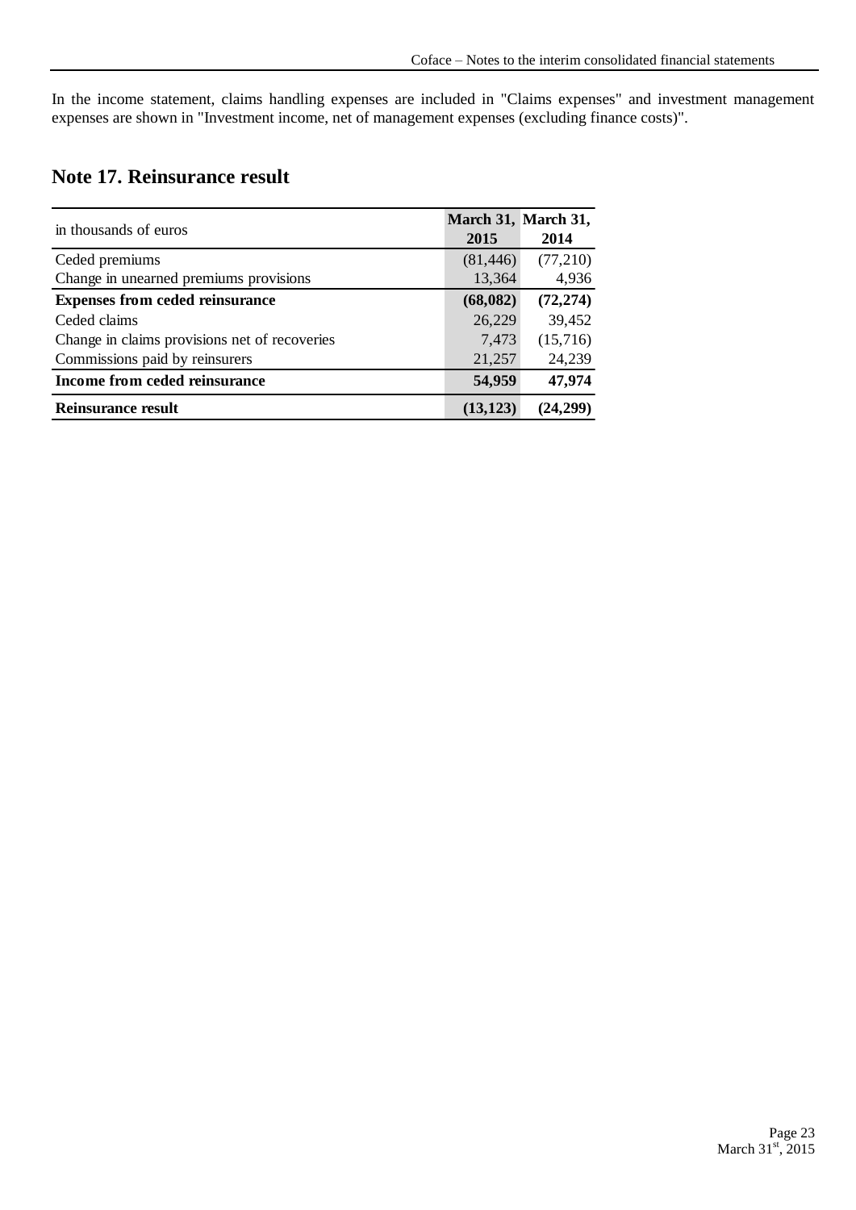In the income statement, claims handling expenses are included in "Claims expenses" and investment management expenses are shown in "Investment income, net of management expenses (excluding finance costs)".

## Note 17. Reinsurance result

| in thousands of euros | March 31, 2015 | March 31, 2014 |
|---|---|---|
| Ceded premiums | (81,446) | (77,210) |
| Change in unearned premiums provisions | 13,364 | 4,936 |
| **Expenses from ceded reinsurance** | **(68,082)** | **(72,274)** |
| Ceded claims | 26,229 | 39,452 |
| Change in claims provisions net of recoveries | 7,473 | (15,716) |
| Commissions paid by reinsurers | 21,257 | 24,239 |
| **Income from ceded reinsurance** | **54,959** | **47,974** |
| **Reinsurance result** | **(13,123)** | **(24,299)** |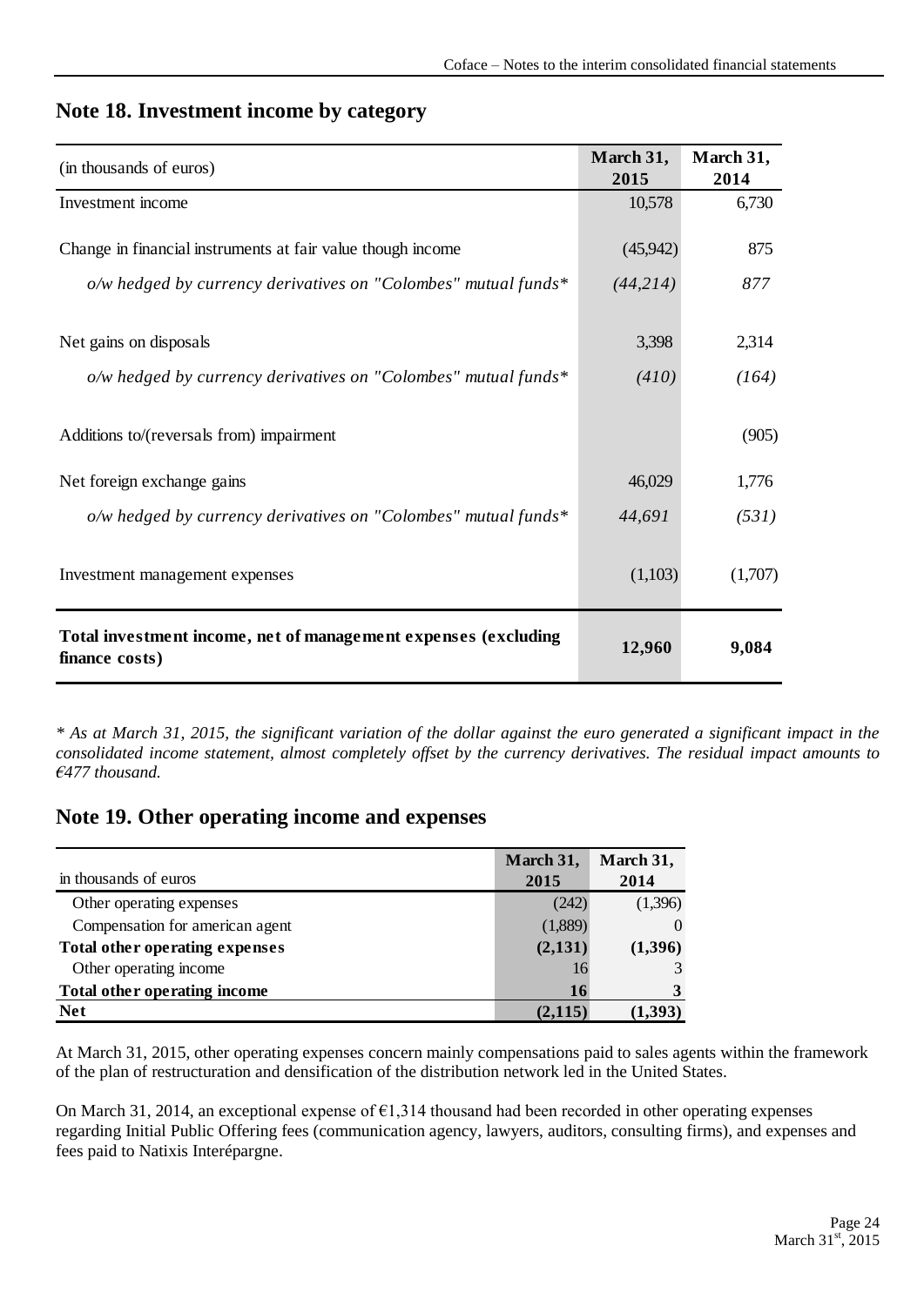## Note 18. Investment income by category

| (in thousands of euros) | March 31, 2015 | March 31, 2014 |
|---|---|---|
| Investment income | 10,578 | 6,730 |
| Change in financial instruments at fair value though income | (45,942) | 875 |
| *o/w hedged by currency derivatives on "Colombes" mutual funds** | *(44,214)* | *877* |
| Net gains on disposals | 3,398 | 2,314 |
| *o/w hedged by currency derivatives on "Colombes" mutual funds** | *(410)* | *(164)* |
| Additions to/(reversals from) impairment | | (905) |
| Net foreign exchange gains | 46,029 | 1,776 |
| *o/w hedged by currency derivatives on "Colombes" mutual funds** | *44,691* | *(531)* |
| Investment management expenses | (1,103) | (1,707) |
| **Total investment income, net of management expenses (excluding finance costs)** | **12,960** | **9,084** |

*\* As at March 31, 2015, the significant variation of the dollar against the euro generated a significant impact in the consolidated income statement, almost completely offset by the currency derivatives. The residual impact amounts to €477 thousand.*

## Note 19. Other operating income and expenses

| in thousands of euros | March 31, 2015 | March 31, 2014 |
|---|---|---|
| Other operating expenses | (242) | (1,396) |
| Compensation for american agent | (1,889) | 0 |
| **Total other operating expenses** | **(2,131)** | **(1,396)** |
| Other operating income | 16 | 3 |
| **Total other operating income** | **16** | **3** |
| **Net** | **(2,115)** | **(1,393)** |

At March 31, 2015, other operating expenses concern mainly compensations paid to sales agents within the framework of the plan of restructuration and densification of the distribution network led in the United States.

On March 31, 2014, an exceptional expense of €1,314 thousand had been recorded in other operating expenses regarding Initial Public Offering fees (communication agency, lawyers, auditors, consulting firms), and expenses and fees paid to Natixis Interépargne.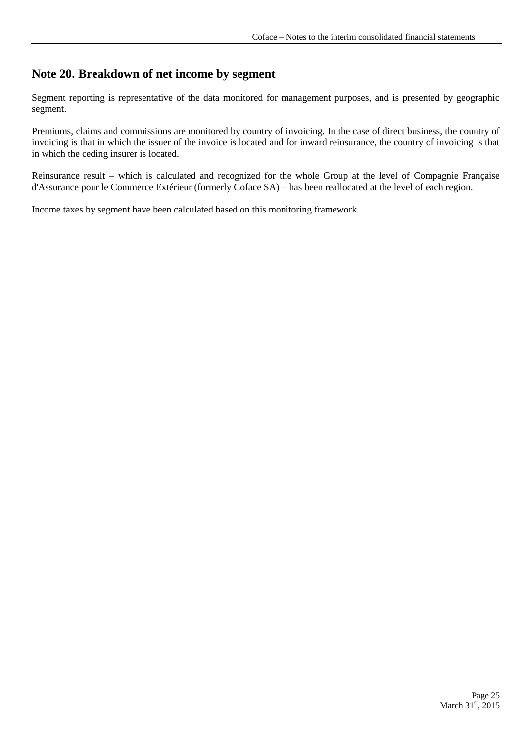## Note 20. Breakdown of net income by segment

Segment reporting is representative of the data monitored for management purposes, and is presented by geographic segment.

Premiums, claims and commissions are monitored by country of invoicing. In the case of direct business, the country of invoicing is that in which the issuer of the invoice is located and for inward reinsurance, the country of invoicing is that in which the ceding insurer is located.

Reinsurance result – which is calculated and recognized for the whole Group at the level of Compagnie Française d'Assurance pour le Commerce Extérieur (formerly Coface SA) – has been reallocated at the level of each region.

Income taxes by segment have been calculated based on this monitoring framework.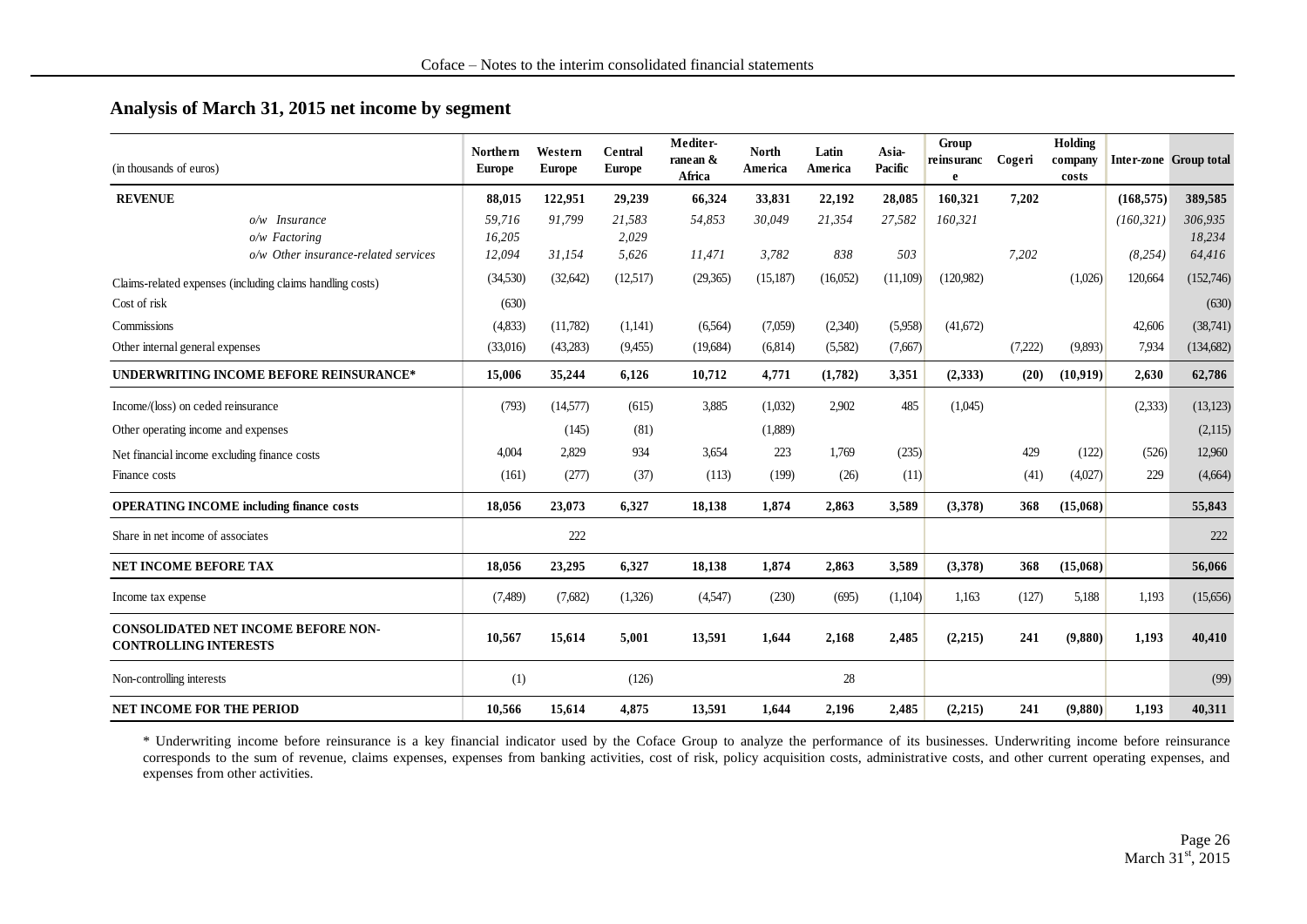## Analysis of March 31, 2015 net income by segment

| (in thousands of euros) | Northern Europe | Western Europe | Central Europe | Mediterranean & Africa | North America | Latin America | Asia-Pacific | Group reinsurance | Cogeri | Holding company costs | Inter-zone | Group total |
|---|---|---|---|---|---|---|---|---|---|---|---|---|
| **REVENUE** | **88,015** | **122,951** | **29,239** | **66,324** | **33,831** | **22,192** | **28,085** | **160,321** | **7,202** | | **(168,575)** | **389,585** |
| *o/w Insurance* | *59,716* | *91,799* | *21,583* | *54,853* | *30,049* | *21,354* | *27,582* | *160,321* | | | *(160,321)* | *306,935* |
| *o/w Factoring* | *16,205* | | *2,029* | | | | | | | | | *18,234* |
| *o/w Other insurance-related services* | *12,094* | *31,154* | *5,626* | *11,471* | *3,782* | *838* | *503* | | *7,202* | | *(8,254)* | *64,416* |
| Claims-related expenses (including claims handling costs) | (34,530) | (32,642) | (12,517) | (29,365) | (15,187) | (16,052) | (11,109) | (120,982) | | (1,026) | 120,664 | (152,746) |
| Cost of risk | (630) | | | | | | | | | | | (630) |
| Commissions | (4,833) | (11,782) | (1,141) | (6,564) | (7,059) | (2,340) | (5,958) | (41,672) | | | 42,606 | (38,741) |
| Other internal general expenses | (33,016) | (43,283) | (9,455) | (19,684) | (6,814) | (5,582) | (7,667) | | (7,222) | (9,893) | 7,934 | (134,682) |
| **UNDERWRITING INCOME BEFORE REINSURANCE*** | **15,006** | **35,244** | **6,126** | **10,712** | **4,771** | **(1,782)** | **3,351** | **(2,333)** | **(20)** | **(10,919)** | **2,630** | **62,786** |
| Income/(loss) on ceded reinsurance | (793) | (14,577) | (615) | 3,885 | (1,032) | 2,902 | 485 | (1,045) | | | (2,333) | (13,123) |
| Other operating income and expenses | | (145) | (81) | | (1,889) | | | | | | | (2,115) |
| Net financial income excluding finance costs | 4,004 | 2,829 | 934 | 3,654 | 223 | 1,769 | (235) | | 429 | (122) | (526) | 12,960 |
| Finance costs | (161) | (277) | (37) | (113) | (199) | (26) | (11) | | (41) | (4,027) | 229 | (4,664) |
| **OPERATING INCOME including finance costs** | **18,056** | **23,073** | **6,327** | **18,138** | **1,874** | **2,863** | **3,589** | **(3,378)** | **368** | **(15,068)** | | **55,843** |
| Share in net income of associates | | 222 | | | | | | | | | | 222 |
| **NET INCOME BEFORE TAX** | **18,056** | **23,295** | **6,327** | **18,138** | **1,874** | **2,863** | **3,589** | **(3,378)** | **368** | **(15,068)** | | **56,066** |
| Income tax expense | (7,489) | (7,682) | (1,326) | (4,547) | (230) | (695) | (1,104) | 1,163 | (127) | 5,188 | 1,193 | (15,656) |
| **CONSOLIDATED NET INCOME BEFORE NON-CONTROLLING INTERESTS** | **10,567** | **15,614** | **5,001** | **13,591** | **1,644** | **2,168** | **2,485** | **(2,215)** | **241** | **(9,880)** | **1,193** | **40,410** |
| Non-controlling interests | (1) | | (126) | | | 28 | | | | | | (99) |
| **NET INCOME FOR THE PERIOD** | **10,566** | **15,614** | **4,875** | **13,591** | **1,644** | **2,196** | **2,485** | **(2,215)** | **241** | **(9,880)** | **1,193** | **40,311** |

* Underwriting income before reinsurance is a key financial indicator used by the Coface Group to analyze the performance of its businesses. Underwriting income before reinsurance corresponds to the sum of revenue, claims expenses, expenses from banking activities, cost of risk, policy acquisition costs, administrative costs, and other current operating expenses, and expenses from other activities.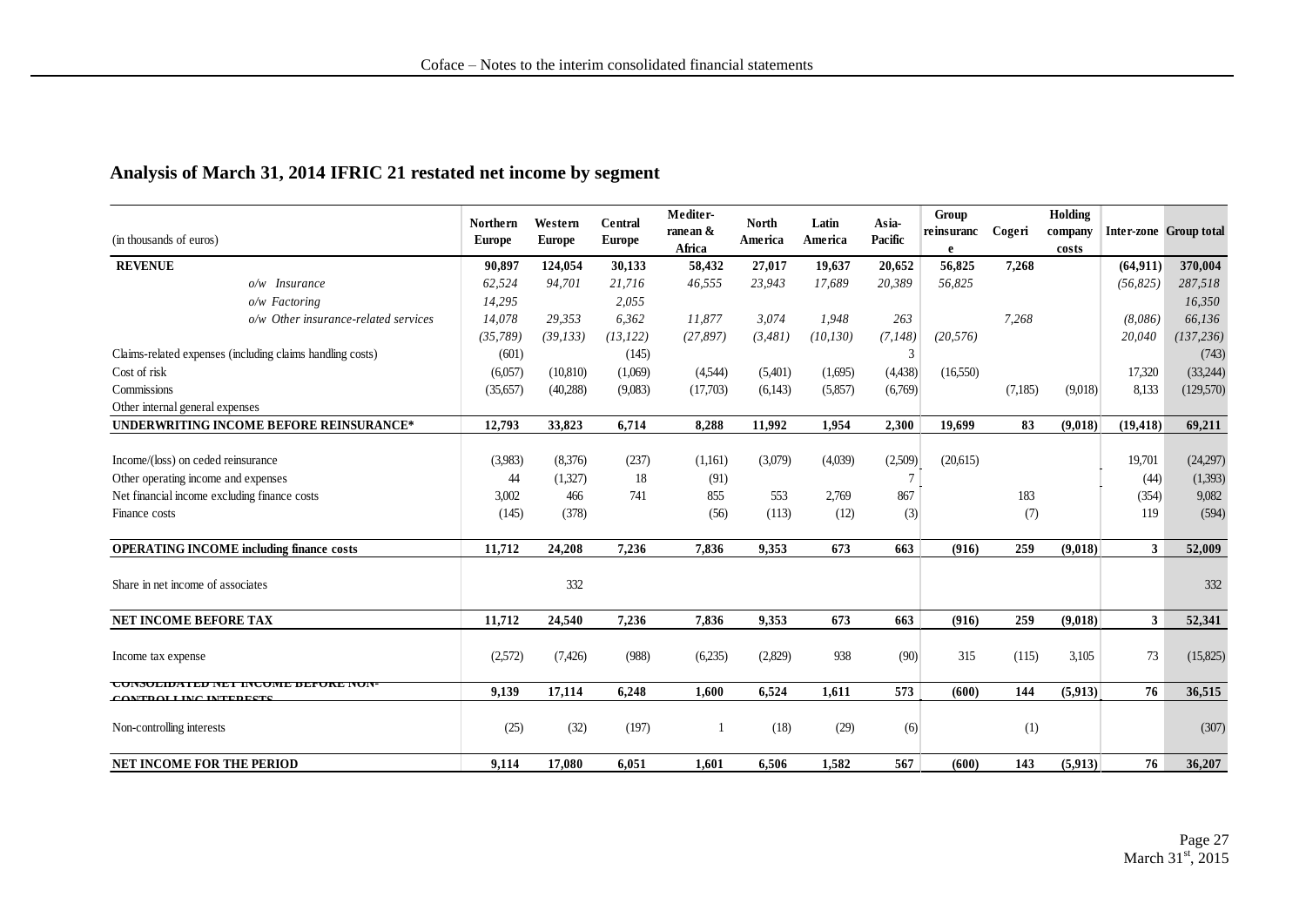## Analysis of March 31, 2014 IFRIC 21 restated net income by segment

| (in thousands of euros) | Northern Europe | Western Europe | Central Europe | Mediterranean & Africa | North America | Latin America | Asia-Pacific | Group reinsurance | Cogeri | Holding company costs | Inter-zone | Group total |
|---|---|---|---|---|---|---|---|---|---|---|---|---|
| **REVENUE** | **90,897** | **124,054** | **30,133** | **58,432** | **27,017** | **19,637** | **20,652** | **56,825** | **7,268** | | **(64,911)** | **370,004** |
| *o/w Insurance* | *62,524* | *94,701* | *21,716* | *46,555* | *23,943* | *17,689* | *20,389* | *56,825* | | | *(56,825)* | *287,518* |
| *o/w Factoring* | *14,295* | | *2,055* | | | | | | | | | *16,350* |
| *o/w Other insurance-related services* | *14,078* | *29,353* | *6,362* | *11,877* | *3,074* | *1,948* | *263* | | *7,268* | | *(8,086)* | *66,136* |
| Claims-related expenses (including claims handling costs) | (35,789) | (39,133) | (13,122) | (27,897) | (3,481) | (10,130) | (7,148) | (20,576) | | | 20,040 | (137,236) |
| Cost of risk | (601) | | (145) | | | | 3 | | | | | (743) |
| Commissions | (6,057) | (10,810) | (1,069) | (4,544) | (5,401) | (1,695) | (4,438) | (16,550) | | | 17,320 | (33,244) |
| Other internal general expenses | (35,657) | (40,288) | (9,083) | (17,703) | (6,143) | (5,857) | (6,769) | | (7,185) | (9,018) | 8,133 | (129,570) |
| **UNDERWRITING INCOME BEFORE REINSURANCE*** | **12,793** | **33,823** | **6,714** | **8,288** | **11,992** | **1,954** | **2,300** | **19,699** | **83** | **(9,018)** | **(19,418)** | **69,211** |
| Income/(loss) on ceded reinsurance | (3,983) | (8,376) | (237) | (1,161) | (3,079) | (4,039) | (2,509) | (20,615) | | | 19,701 | (24,297) |
| Other operating income and expenses | 44 | (1,327) | 18 | (91) | | | 7 | | | | (44) | (1,393) |
| Net financial income excluding finance costs | 3,002 | 466 | 741 | 855 | 553 | 2,769 | 867 | | 183 | | (354) | 9,082 |
| Finance costs | (145) | (378) | | (56) | (113) | (12) | (3) | | (7) | | 119 | (594) |
| **OPERATING INCOME including finance costs** | **11,712** | **24,208** | **7,236** | **7,836** | **9,353** | **673** | **663** | **(916)** | **259** | **(9,018)** | **3** | **52,009** |
| Share in net income of associates | | 332 | | | | | | | | | | 332 |
| **NET INCOME BEFORE TAX** | **11,712** | **24,540** | **7,236** | **7,836** | **9,353** | **673** | **663** | **(916)** | **259** | **(9,018)** | **3** | **52,341** |
| Income tax expense | (2,572) | (7,426) | (988) | (6,235) | (2,829) | 938 | (90) | 315 | (115) | 3,105 | 73 | (15,825) |
| **CONSOLIDATED NET INCOME BEFORE NON-CONTROLLING INTERESTS** | **9,139** | **17,114** | **6,248** | **1,600** | **6,524** | **1,611** | **573** | **(600)** | **144** | **(5,913)** | **76** | **36,515** |
| Non-controlling interests | (25) | (32) | (197) | 1 | (18) | (29) | (6) | | (1) | | | (307) |
| **NET INCOME FOR THE PERIOD** | **9,114** | **17,080** | **6,051** | **1,601** | **6,506** | **1,582** | **567** | **(600)** | **143** | **(5,913)** | **76** | **36,207** |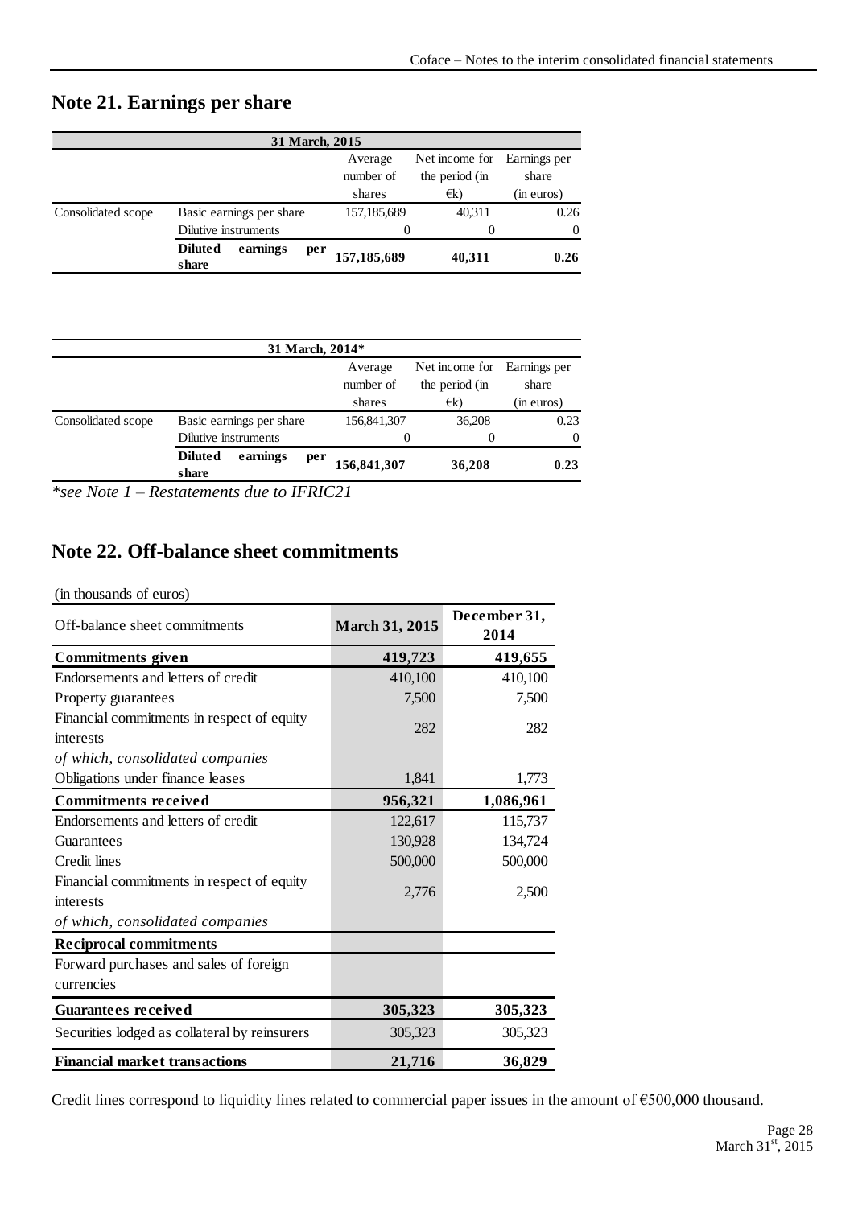## Note 21. Earnings per share

| 31 March, 2015 | | | | |
|---|---|---|---|---|
| | | Average number of shares | Net income for the period (in €k) | Earnings per share (in euros) |
| Consolidated scope | Basic earnings per share | 157,185,689 | 40,311 | 0.26 |
| | Dilutive instruments | 0 | 0 | 0 |
| | **Diluted earnings per share** | **157,185,689** | **40,311** | **0.26** |

| 31 March, 2014* | | | | |
|---|---|---|---|---|
| | | Average number of shares | Net income for the period (in €k) | Earnings per share (in euros) |
| Consolidated scope | Basic earnings per share | 156,841,307 | 36,208 | 0.23 |
| | Dilutive instruments | 0 | 0 | 0 |
| | **Diluted earnings per share** | **156,841,307** | **36,208** | **0.23** |

*\*see Note 1 – Restatements due to IFRIC21*

## Note 22. Off-balance sheet commitments

(in thousands of euros)

| Off-balance sheet commitments | March 31, 2015 | December 31, 2014 |
|---|---|---|
| **Commitments given** | **419,723** | **419,655** |
| Endorsements and letters of credit | 410,100 | 410,100 |
| Property guarantees | 7,500 | 7,500 |
| Financial commitments in respect of equity interests | 282 | 282 |
| *of which, consolidated companies* | | |
| Obligations under finance leases | 1,841 | 1,773 |
| **Commitments received** | **956,321** | **1,086,961** |
| Endorsements and letters of credit | 122,617 | 115,737 |
| Guarantees | 130,928 | 134,724 |
| Credit lines | 500,000 | 500,000 |
| Financial commitments in respect of equity interests | 2,776 | 2,500 |
| *of which, consolidated companies* | | |
| **Reciprocal commitments** | | |
| Forward purchases and sales of foreign currencies | | |
| **Guarantees received** | **305,323** | **305,323** |
| Securities lodged as collateral by reinsurers | 305,323 | 305,323 |
| **Financial market transactions** | **21,716** | **36,829** |

Credit lines correspond to liquidity lines related to commercial paper issues in the amount of €500,000 thousand.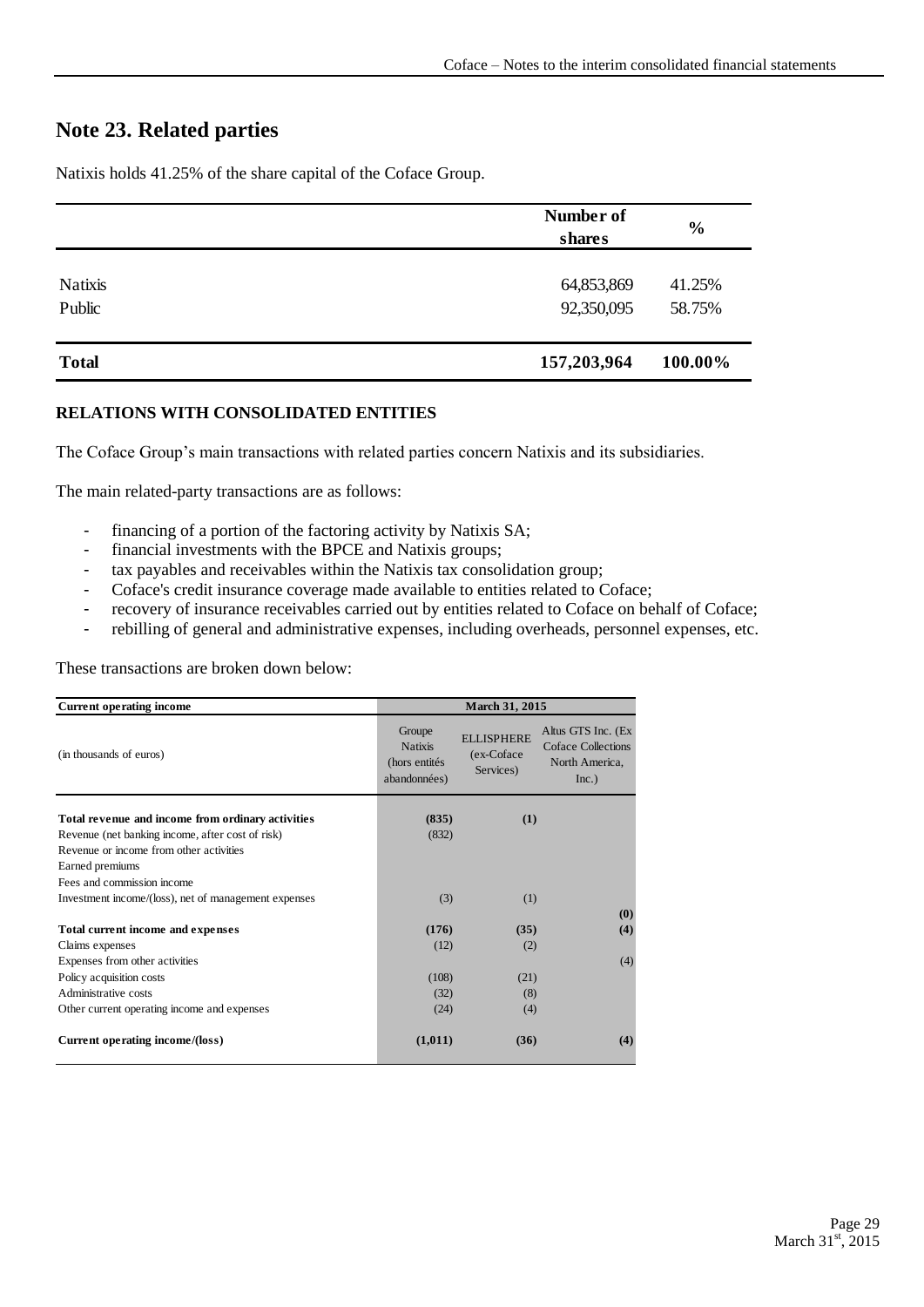## Note 23. Related parties

Natixis holds 41.25% of the share capital of the Coface Group.

| | Number of shares | % |
|---|---|---|
| Natixis | 64,853,869 | 41.25% |
| Public | 92,350,095 | 58.75% |
| **Total** | **157,203,964** | **100.00%** |

**RELATIONS WITH CONSOLIDATED ENTITIES**

The Coface Group's main transactions with related parties concern Natixis and its subsidiaries.

The main related-party transactions are as follows:

- financing of a portion of the factoring activity by Natixis SA;
- financial investments with the BPCE and Natixis groups;
- tax payables and receivables within the Natixis tax consolidation group;
- Coface's credit insurance coverage made available to entities related to Coface;
- recovery of insurance receivables carried out by entities related to Coface on behalf of Coface;
- rebilling of general and administrative expenses, including overheads, personnel expenses, etc.

These transactions are broken down below:

| **Current operating income** | **March 31, 2015** | | |
|---|---|---|---|
| (in thousands of euros) | Groupe Natixis (hors entités abandonnées) | ELLISPHERE (ex-Coface Services) | Altus GTS Inc. (Ex Coface Collections North America, Inc.) |
| **Total revenue and income from ordinary activities** | **(835)** | **(1)** | |
| Revenue (net banking income, after cost of risk) | (832) | | |
| Revenue or income from other activities | | | |
| Earned premiums | | | |
| Fees and commission income | | | |
| Investment income/(loss), net of management expenses | (3) | (1) | **(0)** |
| **Total current income and expenses** | **(176)** | **(35)** | **(4)** |
| Claims expenses | (12) | (2) | |
| Expenses from other activities | | | (4) |
| Policy acquisition costs | (108) | (21) | |
| Administrative costs | (32) | (8) | |
| Other current operating income and expenses | (24) | (4) | |
| **Current operating income/(loss)** | **(1,011)** | **(36)** | **(4)** |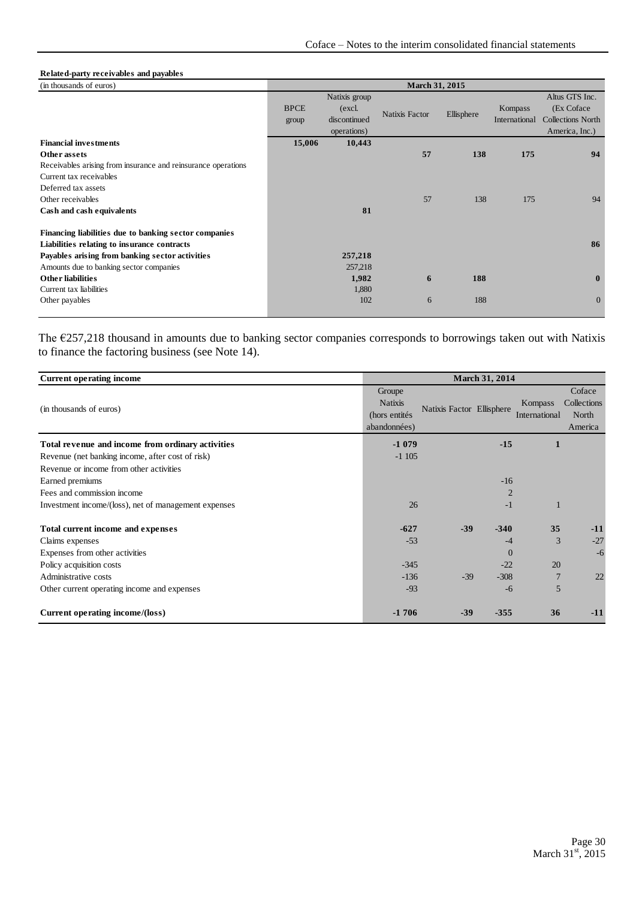**Related-party receivables and payables**

| (in thousands of euros) | March 31, 2015 | | | | | |
|---|---|---|---|---|---|---|
| | BPCE group | Natixis group (excl. discontinued operations) | Natixis Factor | Ellisphere | Kompass International | Altus GTS Inc. (Ex Coface Collections North America, Inc.) |
| **Financial investments** | **15,006** | **10,443** | | | | |
| **Other assets** | | | **57** | **138** | **175** | **94** |
| Receivables arising from insurance and reinsurance operations | | | | | | |
| Current tax receivables | | | | | | |
| Deferred tax assets | | | | | | |
| Other receivables | | | 57 | 138 | 175 | 94 |
| **Cash and cash equivalents** | | **81** | | | | |
| **Financing liabilities due to banking sector companies** | | | | | | |
| **Liabilities relating to insurance contracts** | | | | | | **86** |
| **Payables arising from banking sector activities** | | **257,218** | | | | |
| Amounts due to banking sector companies | | 257,218 | | | | |
| **Other liabilities** | | **1,982** | **6** | **188** | | **0** |
| Current tax liabilities | | 1,880 | | | | |
| Other payables | | 102 | 6 | 188 | | 0 |

The €257,218 thousand in amounts due to banking sector companies corresponds to borrowings taken out with Natixis to finance the factoring business (see Note 14).

| **Current operating income** | March 31, 2014 | | | | |
|---|---|---|---|---|---|
| (in thousands of euros) | Groupe Natixis (hors entités abandonnées) | Natixis Factor | Ellisphere | Kompass International | Coface Collections North America |
| **Total revenue and income from ordinary activities** | **-1 079** | | **-15** | **1** | |
| Revenue (net banking income, after cost of risk) | -1 105 | | | | |
| Revenue or income from other activities | | | | | |
| Earned premiums | | | -16 | | |
| Fees and commission income | | | 2 | | |
| Investment income/(loss), net of management expenses | 26 | | -1 | 1 | |
| **Total current income and expenses** | **-627** | **-39** | **-340** | **35** | **-11** |
| Claims expenses | -53 | | -4 | 3 | -27 |
| Expenses from other activities | | | 0 | | -6 |
| Policy acquisition costs | -345 | | -22 | 20 | |
| Administrative costs | -136 | -39 | -308 | 7 | 22 |
| Other current operating income and expenses | -93 | | -6 | 5 | |
| **Current operating income/(loss)** | **-1 706** | **-39** | **-355** | **36** | **-11** |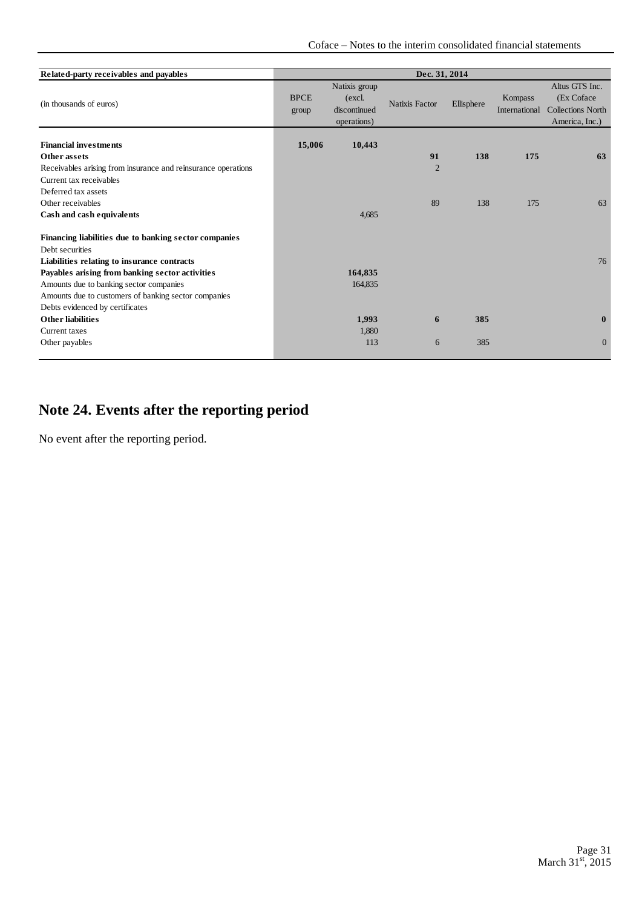| Related-party receivables and payables | Dec. 31, 2014 | | | | | |
|---|---|---|---|---|---|---|
| (in thousands of euros) | BPCE group | Natixis group (excl. discontinued operations) | Natixis Factor | Ellisphere | Kompass International | Altus GTS Inc. (Ex Coface Collections North America, Inc.) |
| **Financial investments** | **15,006** | **10,443** | | | | |
| **Other assets** | | | **91** | **138** | **175** | **63** |
| Receivables arising from insurance and reinsurance operations | | | 2 | | | |
| Current tax receivables | | | | | | |
| Deferred tax assets | | | | | | |
| Other receivables | | | 89 | 138 | 175 | 63 |
| **Cash and cash equivalents** | | 4,685 | | | | |
| **Financing liabilities due to banking sector companies** | | | | | | |
| Debt securities | | | | | | |
| **Liabilities relating to insurance contracts** | | | | | | 76 |
| **Payables arising from banking sector activities** | | **164,835** | | | | |
| Amounts due to banking sector companies | | 164,835 | | | | |
| Amounts due to customers of banking sector companies | | | | | | |
| Debts evidenced by certificates | | | | | | |
| **Other liabilities** | | **1,993** | **6** | **385** | | **0** |
| Current taxes | | 1,880 | | | | |
| Other payables | | 113 | 6 | 385 | | 0 |

# Note 24. Events after the reporting period

No event after the reporting period.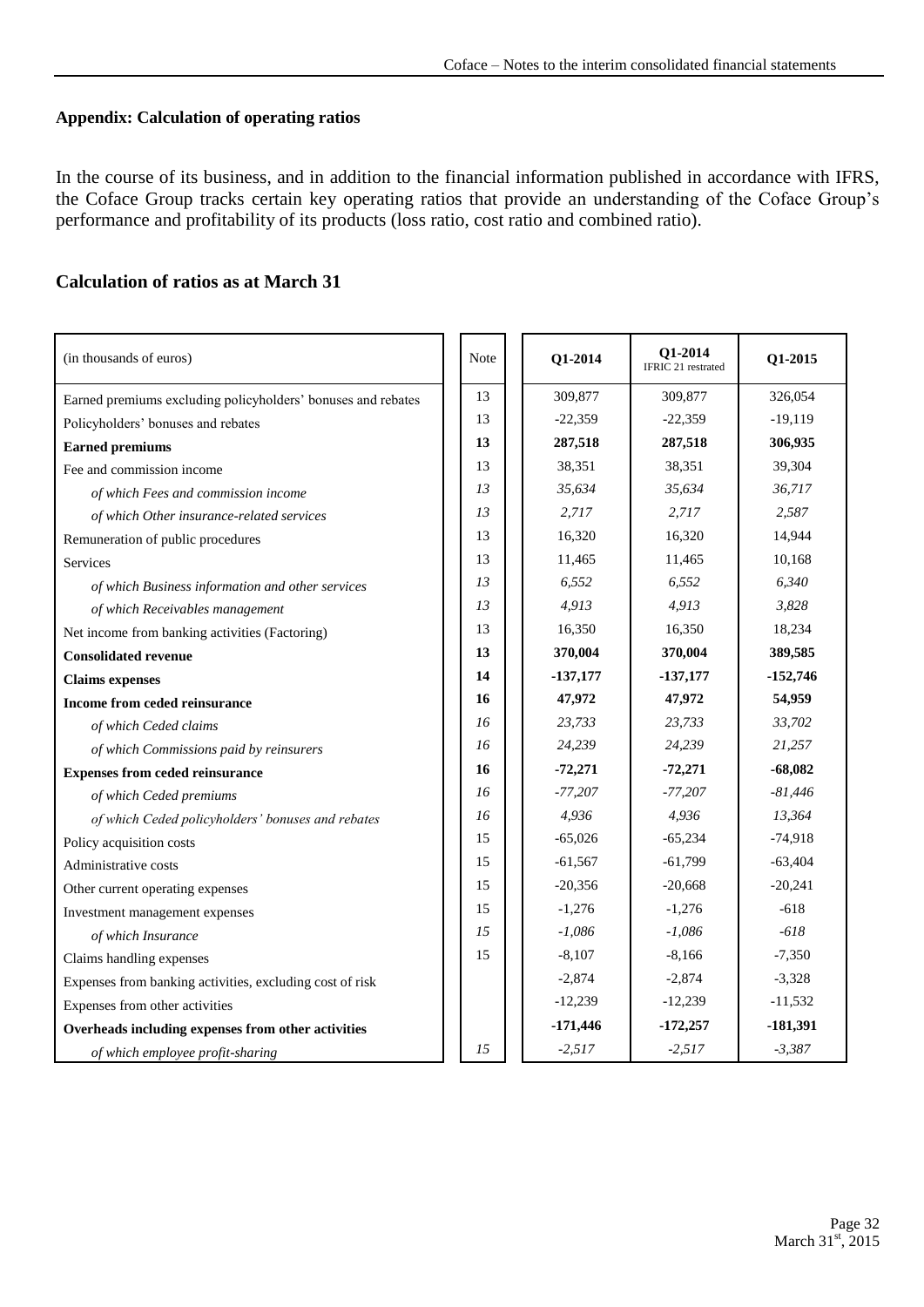## Appendix: Calculation of operating ratios

In the course of its business, and in addition to the financial information published in accordance with IFRS, the Coface Group tracks certain key operating ratios that provide an understanding of the Coface Group's performance and profitability of its products (loss ratio, cost ratio and combined ratio).

## Calculation of ratios as at March 31

| (in thousands of euros) | Note | Q1-2014 | Q1-2014 IFRIC 21 restrated | Q1-2015 |
|---|---|---|---|---|
| Earned premiums excluding policyholders' bonuses and rebates | 13 | 309,877 | 309,877 | 326,054 |
| Policyholders' bonuses and rebates | 13 | -22,359 | -22,359 | -19,119 |
| **Earned premiums** | **13** | **287,518** | **287,518** | **306,935** |
| Fee and commission income | 13 | 38,351 | 38,351 | 39,304 |
| *of which Fees and commission income* | *13* | *35,634* | *35,634* | *36,717* |
| *of which Other insurance-related services* | *13* | *2,717* | *2,717* | *2,587* |
| Remuneration of public procedures | 13 | 16,320 | 16,320 | 14,944 |
| Services | 13 | 11,465 | 11,465 | 10,168 |
| *of which Business information and other services* | *13* | *6,552* | *6,552* | *6,340* |
| *of which Receivables management* | *13* | *4,913* | *4,913* | *3,828* |
| Net income from banking activities (Factoring) | 13 | 16,350 | 16,350 | 18,234 |
| **Consolidated revenue** | **13** | **370,004** | **370,004** | **389,585** |
| **Claims expenses** | **14** | **-137,177** | **-137,177** | **-152,746** |
| **Income from ceded reinsurance** | **16** | **47,972** | **47,972** | **54,959** |
| *of which Ceded claims* | *16* | *23,733* | *23,733* | *33,702* |
| *of which Commissions paid by reinsurers* | *16* | *24,239* | *24,239* | *21,257* |
| **Expenses from ceded reinsurance** | **16** | **-72,271** | **-72,271** | **-68,082** |
| *of which Ceded premiums* | *16* | *-77,207* | *-77,207* | *-81,446* |
| *of which Ceded policyholders' bonuses and rebates* | *16* | *4,936* | *4,936* | *13,364* |
| Policy acquisition costs | 15 | -65,026 | -65,234 | -74,918 |
| Administrative costs | 15 | -61,567 | -61,799 | -63,404 |
| Other current operating expenses | 15 | -20,356 | -20,668 | -20,241 |
| Investment management expenses | 15 | -1,276 | -1,276 | -618 |
| *of which Insurance* | *15* | *-1,086* | *-1,086* | *-618* |
| Claims handling expenses | 15 | -8,107 | -8,166 | -7,350 |
| Expenses from banking activities, excluding cost of risk | | -2,874 | -2,874 | -3,328 |
| Expenses from other activities | | -12,239 | -12,239 | -11,532 |
| **Overheads including expenses from other activities** | | **-171,446** | **-172,257** | **-181,391** |
| *of which employee profit-sharing* | *15* | *-2,517* | *-2,517* | *-3,387* |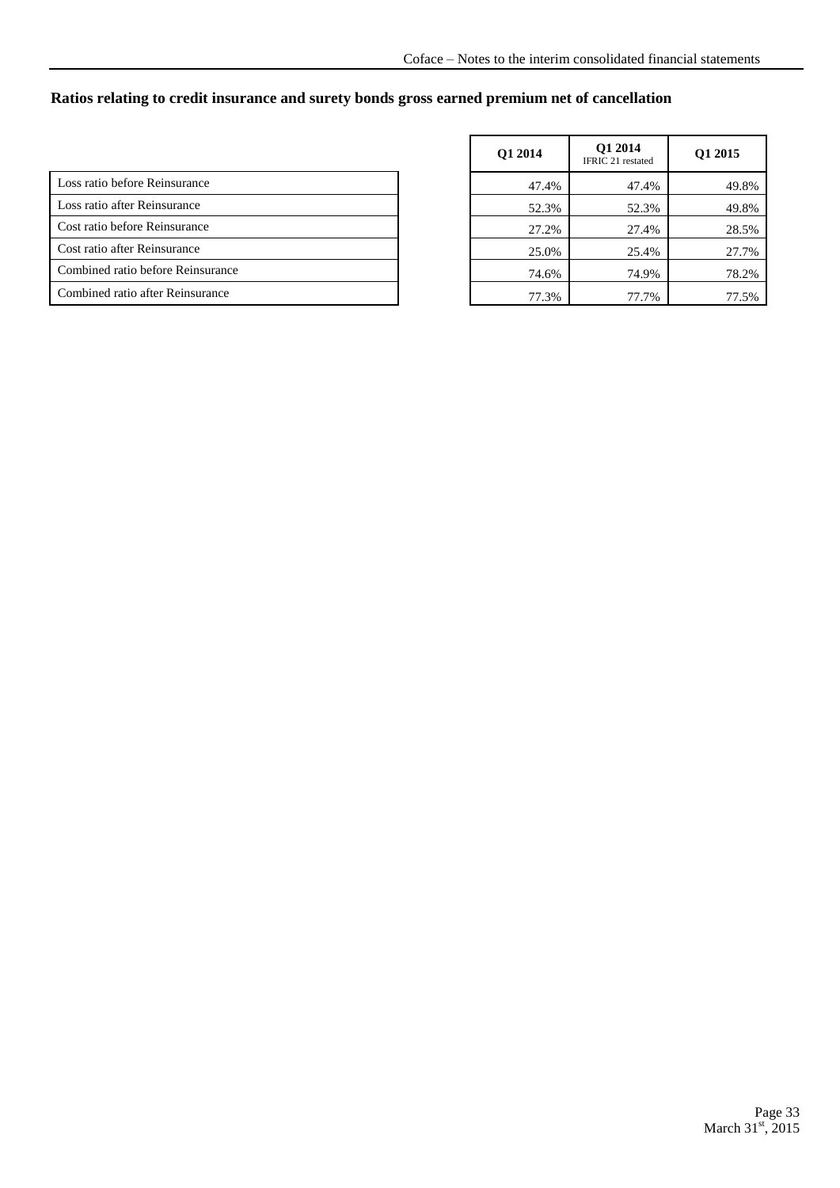### Ratios relating to credit insurance and surety bonds gross earned premium net of cancellation

| | Q1 2014 | Q1 2014 IFRIC 21 restated | Q1 2015 |
|---|---|---|---|
| Loss ratio before Reinsurance | 47.4% | 47.4% | 49.8% |
| Loss ratio after Reinsurance | 52.3% | 52.3% | 49.8% |
| Cost ratio before Reinsurance | 27.2% | 27.4% | 28.5% |
| Cost ratio after Reinsurance | 25.0% | 25.4% | 27.7% |
| Combined ratio before Reinsurance | 74.6% | 74.9% | 78.2% |
| Combined ratio after Reinsurance | 77.3% | 77.7% | 77.5% |